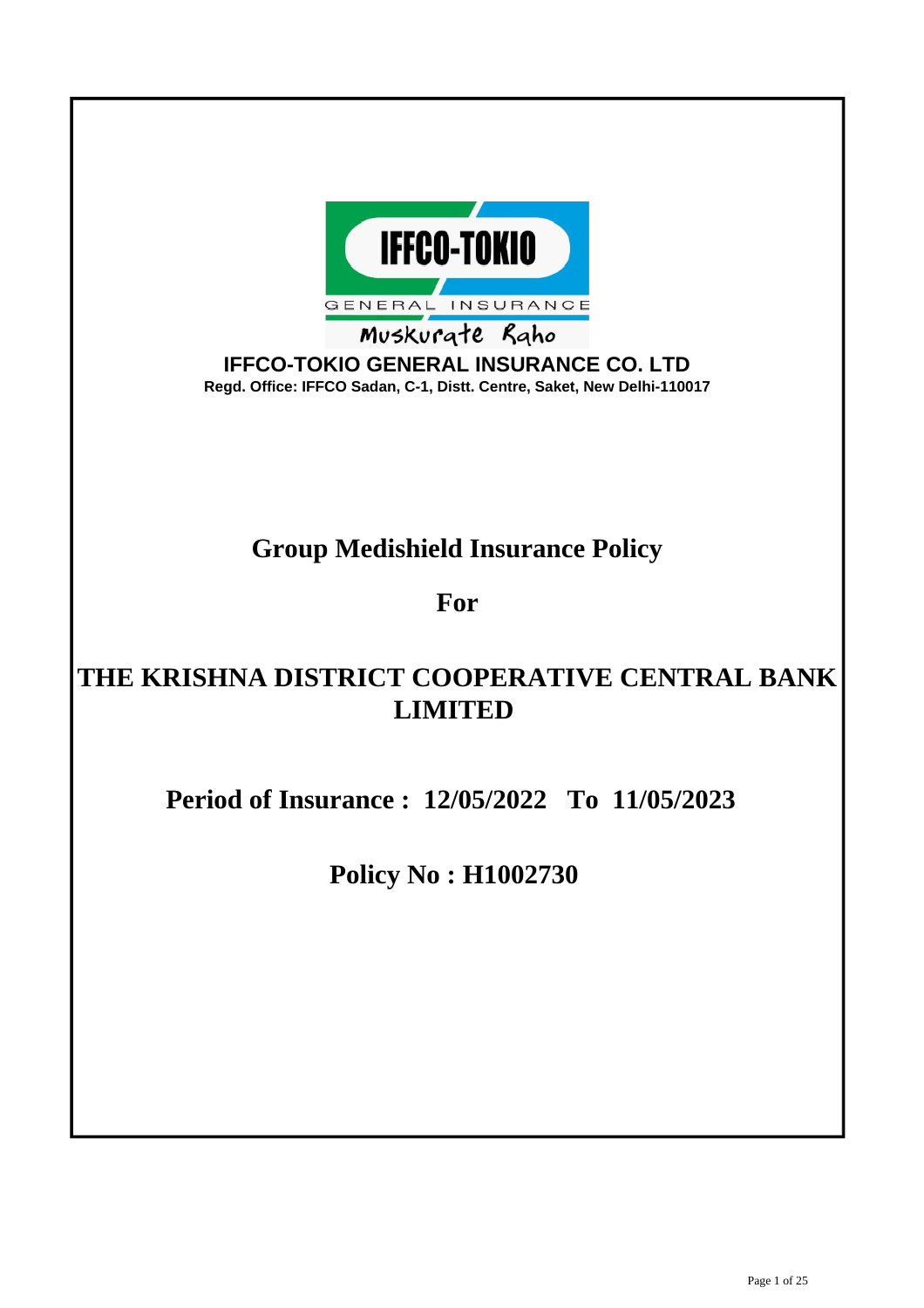IFFCO-TOKIO GENERAL INSURANCE

Muskurate Raho

**IFFCO-TOKIO GENERAL INSURANCE CO. LTD**

**Regd. Office: IFFCO Sadan, C-1, Distt. Centre, Saket, New Delhi-110017**

# Group Medishield Insurance Policy

## For

# THE KRISHNA DISTRICT COOPERATIVE CENTRAL BANK LIMITED

## Period of Insurance : 12/05/2022 To 11/05/2023

## Policy No : H1002730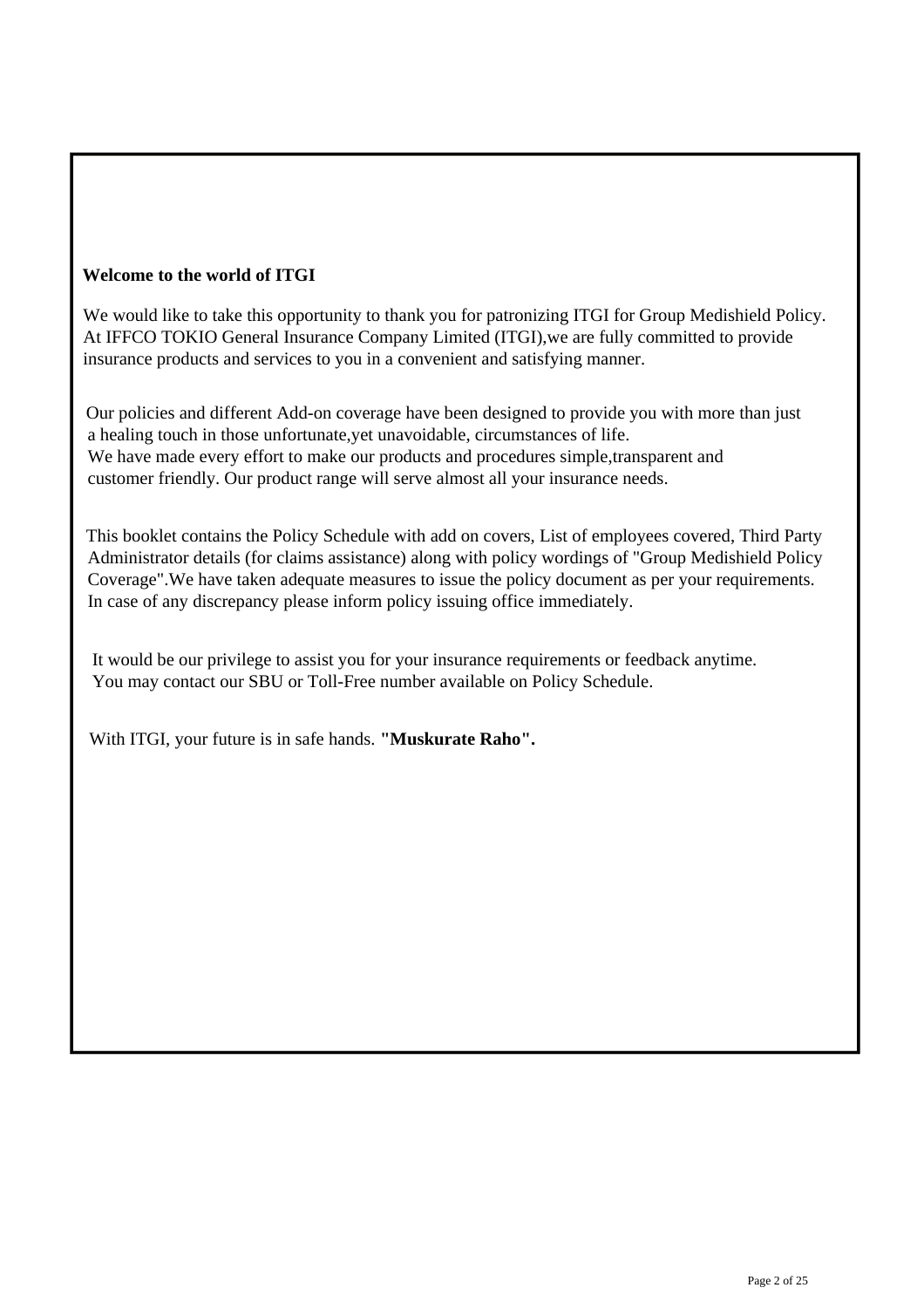**Welcome to the world of ITGI**

We would like to take this opportunity to thank you for patronizing ITGI for Group Medishield Policy. At IFFCO TOKIO General Insurance Company Limited (ITGI),we are fully committed to provide insurance products and services to you in a convenient and satisfying manner.

Our policies and different Add-on coverage have been designed to provide you with more than just a healing touch in those unfortunate,yet unavoidable, circumstances of life. We have made every effort to make our products and procedures simple,transparent and customer friendly. Our product range will serve almost all your insurance needs.

This booklet contains the Policy Schedule with add on covers, List of employees covered, Third Party Administrator details (for claims assistance) along with policy wordings of "Group Medishield Policy Coverage".We have taken adequate measures to issue the policy document as per your requirements. In case of any discrepancy please inform policy issuing office immediately.

It would be our privilege to assist you for your insurance requirements or feedback anytime. You may contact our SBU or Toll-Free number available on Policy Schedule.

With ITGI, your future is in safe hands. **"Muskurate Raho".**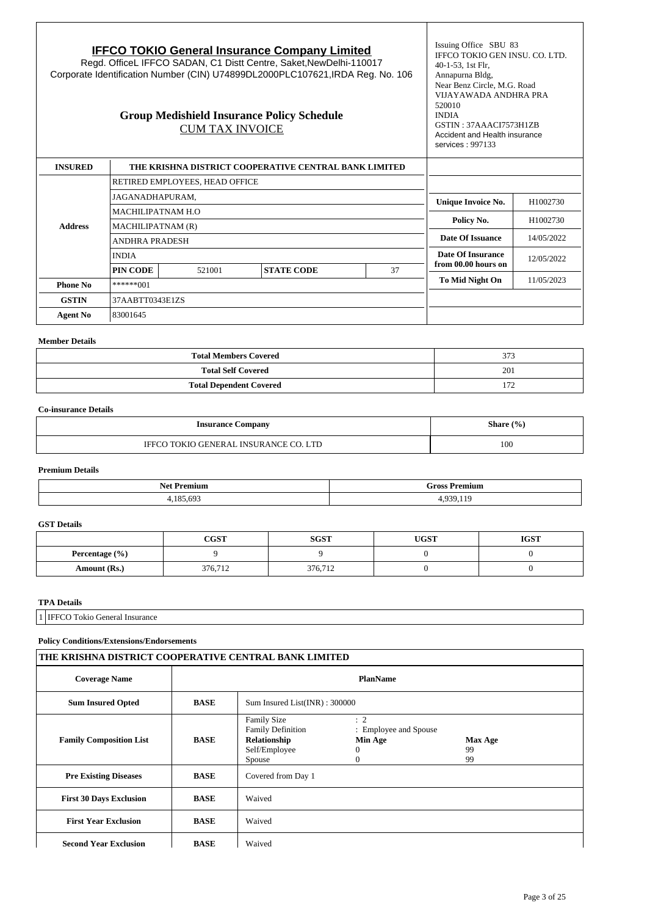## IFFCO TOKIO General Insurance Company Limited

Regd. OfficeL IFFCO SADAN, C1 Distt Centre, Saket,NewDelhi-110017
Corporate Identification Number (CIN) U74899DL2000PLC107621,IRDA Reg. No. 106

### Group Medishield Insurance Policy Schedule
CUM TAX INVOICE

Issuing Office SBU 83
IFFCO TOKIO GEN INSU. CO. LTD.
40-1-53, 1st Flr,
Annapurna Bldg,
Near Benz Circle, M.G. Road
VIJAYAWADA ANDHRA PRA
520010
INDIA
GSTIN : 37AAACI7573H1ZB
Accident and Health insurance services : 997133

| INSURED | THE KRISHNA DISTRICT COOPERATIVE CENTRAL BANK LIMITED | | | |
|---|---|---|---|---|
| Address | RETIRED EMPLOYEES, HEAD OFFICE | | | |
| | JAGANADHAPURAM, | | | |
| | MACHILIPATNAM H.O | | | |
| | MACHILIPATNAM (R) | | | |
| | ANDHRA PRADESH | | | |
| | INDIA | | | |
| | PIN CODE | 521001 | STATE CODE | 37 |
| Phone No | ******001 | | | |
| GSTIN | 37AABTT0343E1ZS | | | |
| Agent No | 83001645 | | | |

| | |
|---|---|
| Unique Invoice No. | H1002730 |
| Policy No. | H1002730 |
| Date Of Issuance | 14/05/2022 |
| Date Of Insurance from 00.00 hours on | 12/05/2022 |
| To Mid Night On | 11/05/2023 |

**Member Details**

| | |
|---|---|
| Total Members Covered | 373 |
| Total Self Covered | 201 |
| Total Dependent Covered | 172 |

**Co-insurance Details**

| Insurance Company | Share (%) |
|---|---|
| IFFCO TOKIO GENERAL INSURANCE CO. LTD | 100 |

**Premium Details**

| Net Premium | Gross Premium |
|---|---|
| 4,185,693 | 4,939,119 |

**GST Details**

| | CGST | SGST | UGST | IGST |
|---|---|---|---|---|
| Percentage (%) | 9 | 9 | 0 | 0 |
| Amount (Rs.) | 376,712 | 376,712 | 0 | 0 |

**TPA Details**

| | |
|---|---|
| 1 | IFFCO Tokio General Insurance |

**Policy Conditions/Extensions/Endorsements**

| THE KRISHNA DISTRICT COOPERATIVE CENTRAL BANK LIMITED | | |
|---|---|---|
| Coverage Name | | PlanName |
| Sum Insured Opted | BASE | Sum Insured List(INR) : 300000 |
| Family Composition List | BASE | Family Size : 2<br>Family Definition : Employee and Spouse<br>**Relationship** **Min Age** **Max Age**<br>Self/Employee 0 99<br>Spouse 0 99 |
| Pre Existing Diseases | BASE | Covered from Day 1 |
| First 30 Days Exclusion | BASE | Waived |
| First Year Exclusion | BASE | Waived |
| Second Year Exclusion | BASE | Waived |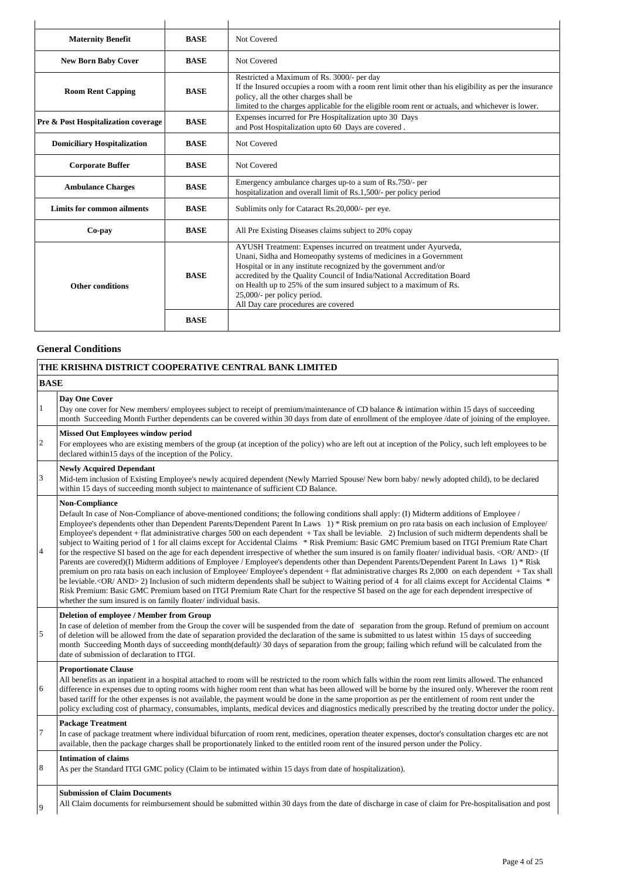| | | |
|---|---|---|
| **Maternity Benefit** | **BASE** | Not Covered |
| **New Born Baby Cover** | **BASE** | Not Covered |
| **Room Rent Capping** | **BASE** | Restricted a Maximum of Rs. 3000/- per day<br>If the Insured occupies a room with a room rent limit other than his eligibility as per the insurance policy, all the other charges shall be<br>limited to the charges applicable for the eligible room rent or actuals, and whichever is lower. |
| **Pre & Post Hospitalization coverage** | **BASE** | Expenses incurred for Pre Hospitalization upto 30 Days<br>and Post Hospitalization upto 60 Days are covered . |
| **Domiciliary Hospitalization** | **BASE** | Not Covered |
| **Corporate Buffer** | **BASE** | Not Covered |
| **Ambulance Charges** | **BASE** | Emergency ambulance charges up-to a sum of Rs.750/- per<br>hospitalization and overall limit of Rs.1,500/- per policy period |
| **Limits for common ailments** | **BASE** | Sublimits only for Cataract Rs.20,000/- per eye. |
| **Co-pay** | **BASE** | All Pre Existing Diseases claims subject to 20% copay |
| **Other conditions** | **BASE** | AYUSH Treatment: Expenses incurred on treatment under Ayurveda, Unani, Sidha and Homeopathy systems of medicines in a Government Hospital or in any institute recognized by the government and/or accredited by the Quality Council of India/National Accreditation Board on Health up to 25% of the sum insured subject to a maximum of Rs. 25,000/- per policy period.<br>All Day care procedures are covered |
| | **BASE** | |

## General Conditions

**THE KRISHNA DISTRICT COOPERATIVE CENTRAL BANK LIMITED**

**BASE**

| | |
|---|---|
| 1 | **Day One Cover**<br>Day one cover for New members/ employees subject to receipt of premium/maintenance of CD balance & intimation within 15 days of succeeding month Succeeding Month Further dependents can be covered within 30 days from date of enrollment of the employee /date of joining of the employee. |
| 2 | **Missed Out Employees window period**<br>For employees who are existing members of the group (at inception of the policy) who are left out at inception of the Policy, such left employees to be declared within15 days of the inception of the Policy. |
| 3 | **Newly Acquired Dependant**<br>Mid-tem inclusion of Existing Employee's newly acquired dependent (Newly Married Spouse/ New born baby/ newly adopted child), to be declared within 15 days of succeeding month subject to maintenance of sufficient CD Balance. |
| 4 | **Non-Compliance**<br>Default In case of Non-Compliance of above-mentioned conditions; the following conditions shall apply: (I) Midterm additions of Employee / Employee's dependents other than Dependent Parents/Dependent Parent In Laws 1) * Risk premium on pro rata basis on each inclusion of Employee/ Employee's dependent + flat administrative charges 500 on each dependent + Tax shall be leviable. 2) Inclusion of such midterm dependents shall be subject to Waiting period of 1 for all claims except for Accidental Claims * Risk Premium: Basic GMC Premium based on ITGI Premium Rate Chart for the respective SI based on the age for each dependent irrespective of whether the sum insured is on family floater/ individual basis. <OR/ AND> (If Parents are covered)(I) Midterm additions of Employee / Employee's dependents other than Dependent Parents/Dependent Parent In Laws 1) * Risk premium on pro rata basis on each inclusion of Employee/ Employee's dependent + flat administrative charges Rs 2,000 on each dependent + Tax shall be leviable.<OR/ AND> 2) Inclusion of such midterm dependents shall be subject to Waiting period of 4 for all claims except for Accidental Claims * Risk Premium: Basic GMC Premium based on ITGI Premium Rate Chart for the respective SI based on the age for each dependent irrespective of whether the sum insured is on family floater/ individual basis. |
| 5 | **Deletion of employee / Member from Group**<br>In case of deletion of member from the Group the cover will be suspended from the date of separation from the group. Refund of premium on account of deletion will be allowed from the date of separation provided the declaration of the same is submitted to us latest within 15 days of succeeding month Succeeding Month days of succeeding month(default)/ 30 days of separation from the group; failing which refund will be calculated from the date of submission of declaration to ITGI. |
| 6 | **Proportionate Clause**<br>All benefits as an inpatient in a hospital attached to room will be restricted to the room which falls within the room rent limits allowed. The enhanced difference in expenses due to opting rooms with higher room rent than what has been allowed will be borne by the insured only. Wherever the room rent based tariff for the other expenses is not available, the payment would be done in the same proportion as per the entitlement of room rent under the policy excluding cost of pharmacy, consumables, implants, medical devices and diagnostics medically prescribed by the treating doctor under the policy. |
| 7 | **Package Treatment**<br>In case of package treatment where individual bifurcation of room rent, medicines, operation theater expenses, doctor's consultation charges etc are not available, then the package charges shall be proportionately linked to the entitled room rent of the insured person under the Policy. |
| 8 | **Intimation of claims**<br>As per the Standard ITGI GMC policy (Claim to be intimated within 15 days from date of hospitalization). |
| 9 | **Submission of Claim Documents**<br>All Claim documents for reimbursement should be submitted within 30 days from the date of discharge in case of claim for Pre-hospitalisation and post |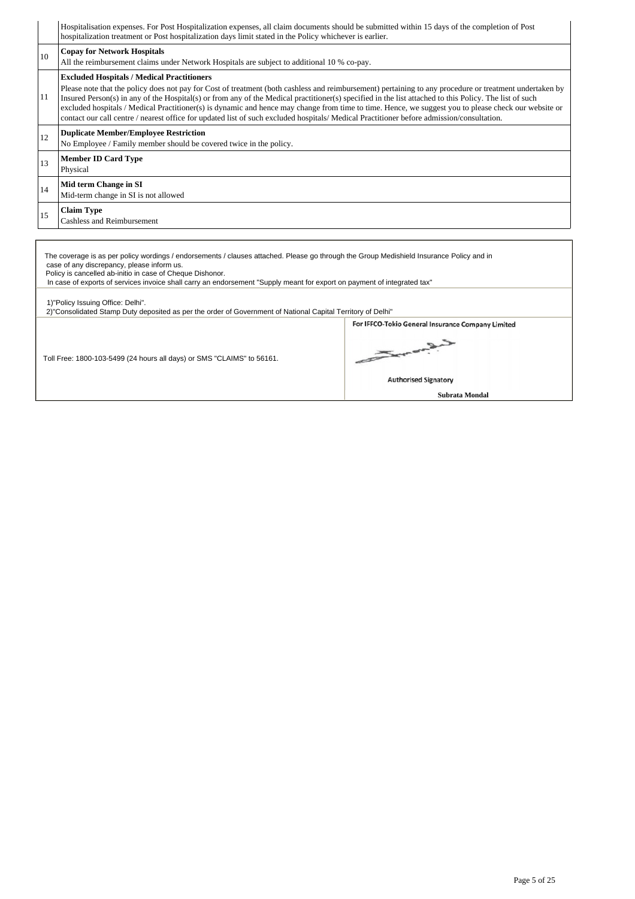| | |
|---|---|
| | Hospitalisation expenses. For Post Hospitalization expenses, all claim documents should be submitted within 15 days of the completion of Post hospitalization treatment or Post hospitalization days limit stated in the Policy whichever is earlier. |
| 10 | **Copay for Network Hospitals**<br>All the reimbursement claims under Network Hospitals are subject to additional 10 % co-pay. |
| 11 | **Excluded Hospitals / Medical Practitioners**<br>Please note that the policy does not pay for Cost of treatment (both cashless and reimbursement) pertaining to any procedure or treatment undertaken by Insured Person(s) in any of the Hospital(s) or from any of the Medical practitioner(s) specified in the list attached to this Policy. The list of such excluded hospitals / Medical Practitioner(s) is dynamic and hence may change from time to time. Hence, we suggest you to please check our website or contact our call centre / nearest office for updated list of such excluded hospitals/ Medical Practitioner before admission/consultation. |
| 12 | **Duplicate Member/Employee Restriction**<br>No Employee / Family member should be covered twice in the policy. |
| 13 | **Member ID Card Type**<br>Physical |
| 14 | **Mid term Change in SI**<br>Mid-term change in SI is not allowed |
| 15 | **Claim Type**<br>Cashless and Reimbursement |

The coverage is as per policy wordings / endorsements / clauses attached. Please go through the Group Medishield Insurance Policy and in case of any discrepancy, please inform us.
Policy is cancelled ab-initio in case of Cheque Dishonor.
In case of exports of services invoice shall carry an endorsement "Supply meant for export on payment of integrated tax"

1)"Policy Issuing Office: Delhi".
2)"Consolidated Stamp Duty deposited as per the order of Government of National Capital Territory of Delhi"

Toll Free: 1800-103-5499 (24 hours all days) or SMS "CLAIMS" to 56161.

For IFFCO-Tokio General Insurance Company Limited

Authorised Signatory

**Subrata Mondal**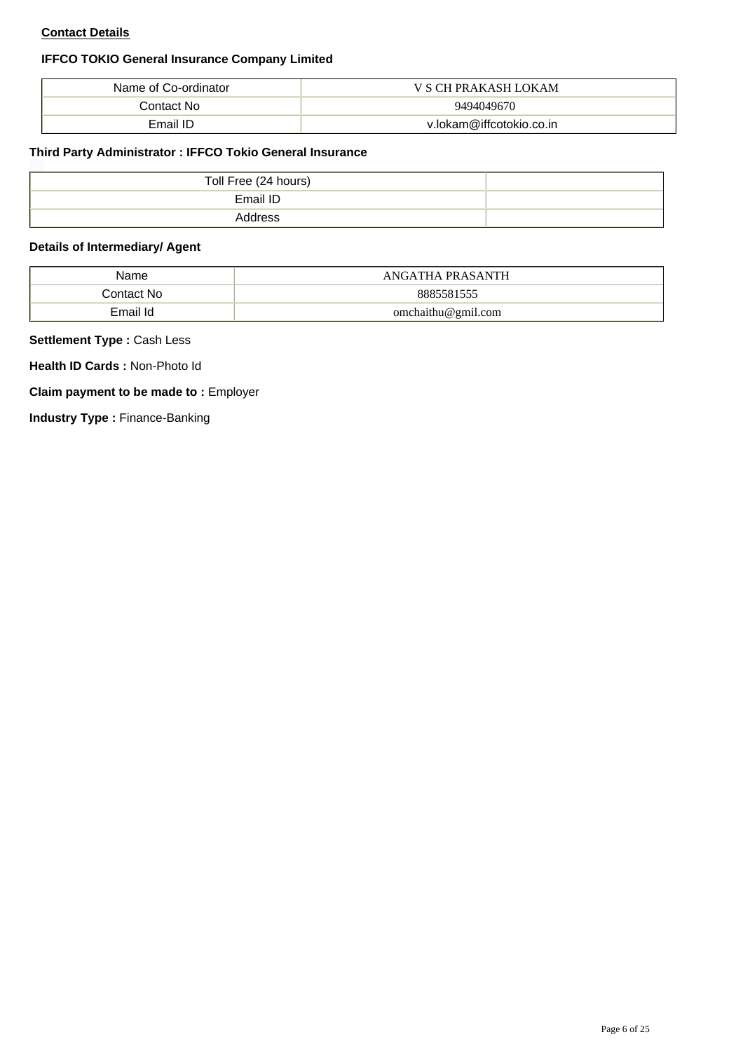**Contact Details**

**IFFCO TOKIO General Insurance Company Limited**

| Name of Co-ordinator | V S CH PRAKASH LOKAM |
|---|---|
| Contact No | 9494049670 |
| Email ID | v.lokam@iffcotokio.co.in |

**Third Party Administrator : IFFCO Tokio General Insurance**

| Toll Free (24 hours) | |
|---|---|
| Email ID | |
| Address | |

**Details of Intermediary/ Agent**

| Name | ANGATHA PRASANTH |
|---|---|
| Contact No | 8885581555 |
| Email Id | omchaithu@gmil.com |

**Settlement Type :** Cash Less

**Health ID Cards :** Non-Photo Id

**Claim payment to be made to :** Employer

**Industry Type :** Finance-Banking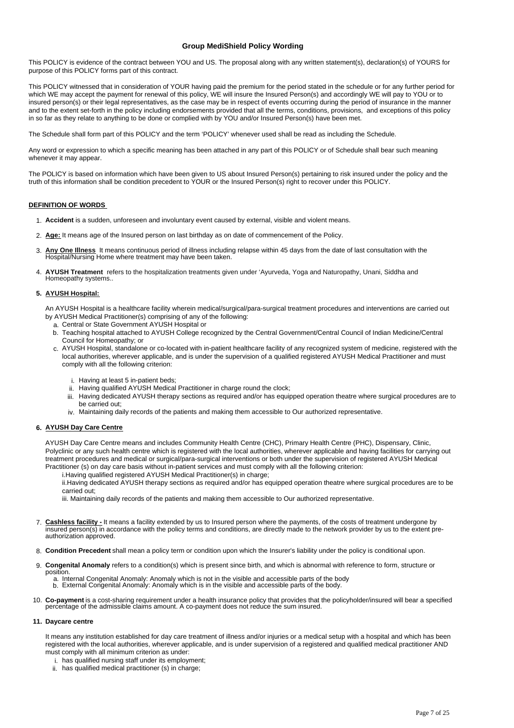### Group MediShield Policy Wording

This POLICY is evidence of the contract between YOU and US. The proposal along with any written statement(s), declaration(s) of YOURS for purpose of this POLICY forms part of this contract.

This POLICY witnessed that in consideration of YOUR having paid the premium for the period stated in the schedule or for any further period for which WE may accept the payment for renewal of this policy, WE will insure the Insured Person(s) and accordingly WE will pay to YOU or to insured person(s) or their legal representatives, as the case may be in respect of events occurring during the period of insurance in the manner and to the extent set-forth in the policy including endorsements provided that all the terms, conditions, provisions, and exceptions of this policy in so far as they relate to anything to be done or complied with by YOU and/or Insured Person(s) have been met.

The Schedule shall form part of this POLICY and the term 'POLICY' whenever used shall be read as including the Schedule.

Any word or expression to which a specific meaning has been attached in any part of this POLICY or of Schedule shall bear such meaning whenever it may appear.

The POLICY is based on information which have been given to US about Insured Person(s) pertaining to risk insured under the policy and the truth of this information shall be condition precedent to YOUR or the Insured Person(s) right to recover under this POLICY.

**DEFINITION OF WORDS**

1. **Accident** is a sudden, unforeseen and involuntary event caused by external, visible and violent means.
2. **Age:** It means age of the Insured person on last birthday as on date of commencement of the Policy.
3. **Any One Illness** It means continuous period of illness including relapse within 45 days from the date of last consultation with the Hospital/Nursing Home where treatment may have been taken.
4. **AYUSH Treatment** refers to the hospitalization treatments given under 'Ayurveda, Yoga and Naturopathy, Unani, Siddha and Homeopathy systems..
5. **AYUSH Hospital:**

   An AYUSH Hospital is a healthcare facility wherein medical/surgical/para-surgical treatment procedures and interventions are carried out by AYUSH Medical Practitioner(s) comprising of any of the following:
   a. Central or State Government AYUSH Hospital or
   b. Teaching hospital attached to AYUSH College recognized by the Central Government/Central Council of Indian Medicine/Central Council for Homeopathy; or
   c. AYUSH Hospital, standalone or co-located with in-patient healthcare facility of any recognized system of medicine, registered with the local authorities, wherever applicable, and is under the supervision of a qualified registered AYUSH Medical Practitioner and must comply with all the following criterion:
      i. Having at least 5 in-patient beds;
      ii. Having qualified AYUSH Medical Practitioner in charge round the clock;
      iii. Having dedicated AYUSH therapy sections as required and/or has equipped operation theatre where surgical procedures are to be carried out;
      iv. Maintaining daily records of the patients and making them accessible to Our authorized representative.
6. **AYUSH Day Care Centre**

   AYUSH Day Care Centre means and includes Community Health Centre (CHC), Primary Health Centre (PHC), Dispensary, Clinic, Polyclinic or any such health centre which is registered with the local authorities, wherever applicable and having facilities for carrying out treatment procedures and medical or surgical/para-surgical interventions or both under the supervision of registered AYUSH Medical Practitioner (s) on day care basis without in-patient services and must comply with all the following criterion:
   i.Having qualified registered AYUSH Medical Practitioner(s) in charge;
   ii.Having dedicated AYUSH therapy sections as required and/or has equipped operation theatre where surgical procedures are to be carried out;
   iii. Maintaining daily records of the patients and making them accessible to Our authorized representative.
7. **Cashless facility -** It means a facility extended by us to Insured person where the payments, of the costs of treatment undergone by insured person(s) in accordance with the policy terms and conditions, are directly made to the network provider by us to the extent pre-authorization approved.
8. **Condition Precedent** shall mean a policy term or condition upon which the Insurer's liability under the policy is conditional upon.
9. **Congenital Anomaly** refers to a condition(s) which is present since birth, and which is abnormal with reference to form, structure or position.
   a. Internal Congenital Anomaly: Anomaly which is not in the visible and accessible parts of the body
   b. External Congenital Anomaly: Anomaly which is in the visible and accessible parts of the body.
10. **Co-payment** is a cost-sharing requirement under a health insurance policy that provides that the policyholder/insured will bear a specified percentage of the admissible claims amount. A co-payment does not reduce the sum insured.
11. **Daycare centre**

    It means any institution established for day care treatment of illness and/or injuries or a medical setup with a hospital and which has been registered with the local authorities, wherever applicable, and is under supervision of a registered and qualified medical practitioner AND must comply with all minimum criterion as under:
    i. has qualified nursing staff under its employment;
    ii. has qualified medical practitioner (s) in charge;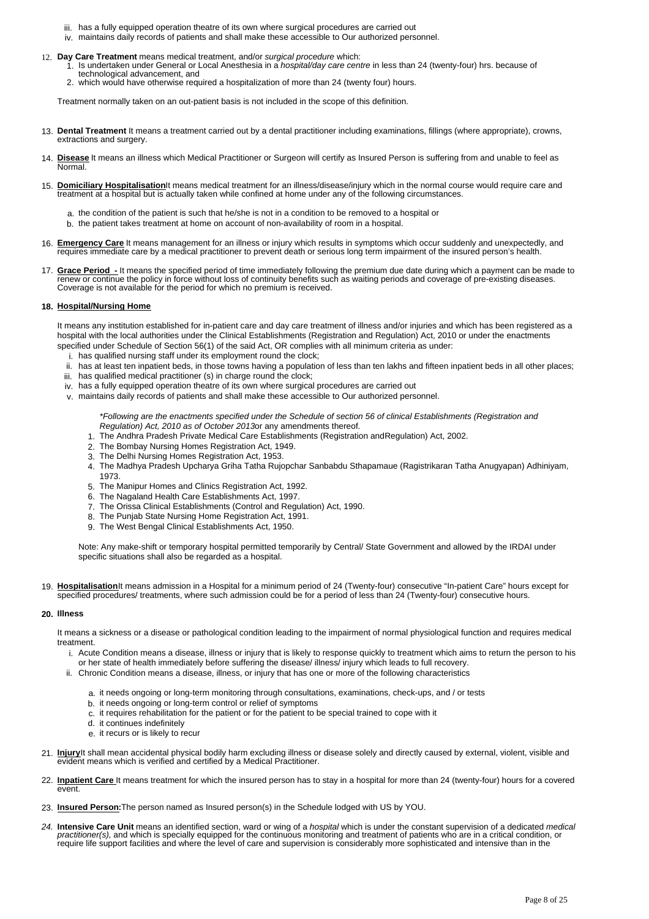iii. has a fully equipped operation theatre of its own where surgical procedures are carried out
iv. maintains daily records of patients and shall make these accessible to Our authorized personnel.

12. **Day Care Treatment** means medical treatment, and/or *surgical procedure* which:
    1. Is undertaken under General or Local Anesthesia in a *hospital/day care centre* in less than 24 (twenty-four) hrs. because of technological advancement, and
    2. which would have otherwise required a hospitalization of more than 24 (twenty four) hours.

    Treatment normally taken on an out-patient basis is not included in the scope of this definition.

13. **Dental Treatment** It means a treatment carried out by a dental practitioner including examinations, fillings (where appropriate), crowns, extractions and surgery.

14. **Disease** It means an illness which Medical Practitioner or Surgeon will certify as Insured Person is suffering from and unable to feel as Normal.

15. **Domiciliary Hospitalisation**It means medical treatment for an illness/disease/injury which in the normal course would require care and treatment at a hospital but is actually taken while confined at home under any of the following circumstances.

    a. the condition of the patient is such that he/she is not in a condition to be removed to a hospital or
    b. the patient takes treatment at home on account of non-availability of room in a hospital.

16. **Emergency Care** It means management for an illness or injury which results in symptoms which occur suddenly and unexpectedly, and requires immediate care by a medical practitioner to prevent death or serious long term impairment of the insured person's health.

17. **Grace Period -** It means the specified period of time immediately following the premium due date during which a payment can be made to renew or continue the policy in force without loss of continuity benefits such as waiting periods and coverage of pre-existing diseases. Coverage is not available for the period for which no premium is received.

18. **Hospital/Nursing Home**

    It means any institution established for in-patient care and day care treatment of illness and/or injuries and which has been registered as a hospital with the local authorities under the Clinical Establishments (Registration and Regulation) Act, 2010 or under the enactments specified under Schedule of Section 56(1) of the said Act, OR complies with all minimum criteria as under:
    i. has qualified nursing staff under its employment round the clock;
    ii. has at least ten inpatient beds, in those towns having a population of less than ten lakhs and fifteen inpatient beds in all other places;
    iii. has qualified medical practitioner (s) in charge round the clock;
    iv. has a fully equipped operation theatre of its own where surgical procedures are carried out
    v. maintains daily records of patients and shall make these accessible to Our authorized personnel.

    *\*Following are the enactments specified under the Schedule of section 56 of clinical Establishments (Registration and Regulation) Act, 2010 as of October 2013*or any amendments thereof.
    1. The Andhra Pradesh Private Medical Care Establishments (Registration andRegulation) Act, 2002.
    2. The Bombay Nursing Homes Registration Act, 1949.
    3. The Delhi Nursing Homes Registration Act, 1953.
    4. The Madhya Pradesh Upcharya Griha Tatha Rujopchar Sanbabdu Sthapamaue (Ragistrikaran Tatha Anugyapan) Adhiniyam, 1973.
    5. The Manipur Homes and Clinics Registration Act, 1992.
    6. The Nagaland Health Care Establishments Act, 1997.
    7. The Orissa Clinical Establishments (Control and Regulation) Act, 1990.
    8. The Punjab State Nursing Home Registration Act, 1991.
    9. The West Bengal Clinical Establishments Act, 1950.

    Note: Any make-shift or temporary hospital permitted temporarily by Central/ State Government and allowed by the IRDAI under specific situations shall also be regarded as a hospital.

19. **Hospitalisation**It means admission in a Hospital for a minimum period of 24 (Twenty-four) consecutive "In-patient Care" hours except for specified procedures/ treatments, where such admission could be for a period of less than 24 (Twenty-four) consecutive hours.

20. **Illness**

    It means a sickness or a disease or pathological condition leading to the impairment of normal physiological function and requires medical treatment.
    i. Acute Condition means a disease, illness or injury that is likely to response quickly to treatment which aims to return the person to his or her state of health immediately before suffering the disease/ illness/ injury which leads to full recovery.
    ii. Chronic Condition means a disease, illness, or injury that has one or more of the following characteristics

        a. it needs ongoing or long-term monitoring through consultations, examinations, check-ups, and / or tests
        b. it needs ongoing or long-term control or relief of symptoms
        c. it requires rehabilitation for the patient or for the patient to be special trained to cope with it
        d. it continues indefinitely
        e. it recurs or is likely to recur

21. **Injury**It shall mean accidental physical bodily harm excluding illness or disease solely and directly caused by external, violent, visible and evident means which is verified and certified by a Medical Practitioner.

22. **Inpatient Care** It means treatment for which the insured person has to stay in a hospital for more than 24 (twenty-four) hours for a covered event.

23. **Insured Person:**The person named as Insured person(s) in the Schedule lodged with US by YOU.

24. **Intensive Care Unit** means an identified section, ward or wing of a *hospital* which is under the constant supervision of a dedicated *medical practitioner(s),* and which is specially equipped for the continuous monitoring and treatment of patients who are in a critical condition, or require life support facilities and where the level of care and supervision is considerably more sophisticated and intensive than in the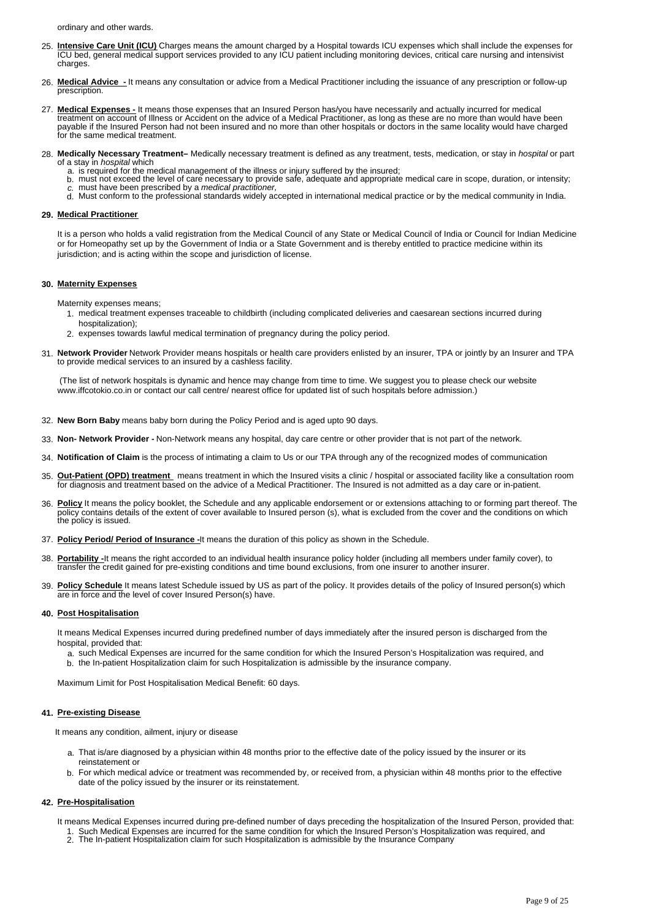ordinary and other wards.

25. **Intensive Care Unit (ICU)** Charges means the amount charged by a Hospital towards ICU expenses which shall include the expenses for ICU bed, general medical support services provided to any ICU patient including monitoring devices, critical care nursing and intensivist charges.

26. **Medical Advice -** It means any consultation or advice from a Medical Practitioner including the issuance of any prescription or follow-up prescription.

27. **Medical Expenses -** It means those expenses that an Insured Person has/you have necessarily and actually incurred for medical treatment on account of Illness or Accident on the advice of a Medical Practitioner, as long as these are no more than would have been payable if the Insured Person had not been insured and no more than other hospitals or doctors in the same locality would have charged for the same medical treatment.

28. **Medically Necessary Treatment–** Medically necessary treatment is defined as any treatment, tests, medication, or stay in *hospital* or part of a stay in *hospital* which
    a. is required for the medical management of the illness or injury suffered by the insured;
    b. must not exceed the level of care necessary to provide safe, adequate and appropriate medical care in scope, duration, or intensity;
    c. must have been prescribed by a *medical practitioner,*
    d. Must conform to the professional standards widely accepted in international medical practice or by the medical community in India.

**29. Medical Practitioner**

It is a person who holds a valid registration from the Medical Council of any State or Medical Council of India or Council for Indian Medicine or for Homeopathy set up by the Government of India or a State Government and is thereby entitled to practice medicine within its jurisdiction; and is acting within the scope and jurisdiction of license.

**30. Maternity Expenses**

Maternity expenses means;

1. medical treatment expenses traceable to childbirth (including complicated deliveries and caesarean sections incurred during hospitalization);
2. expenses towards lawful medical termination of pregnancy during the policy period.

31. **Network Provider** Network Provider means hospitals or health care providers enlisted by an insurer, TPA or jointly by an Insurer and TPA to provide medical services to an insured by a cashless facility.

(The list of network hospitals is dynamic and hence may change from time to time. We suggest you to please check our website www.iffcotokio.co.in or contact our call centre/ nearest office for updated list of such hospitals before admission.)

32. **New Born Baby** means baby born during the Policy Period and is aged upto 90 days.

33. **Non- Network Provider -** Non-Network means any hospital, day care centre or other provider that is not part of the network.

34. **Notification of Claim** is the process of intimating a claim to Us or our TPA through any of the recognized modes of communication

35. **Out-Patient (OPD) treatment** means treatment in which the Insured visits a clinic / hospital or associated facility like a consultation room for diagnosis and treatment based on the advice of a Medical Practitioner. The Insured is not admitted as a day care or in-patient.

36. **Policy** It means the policy booklet, the Schedule and any applicable endorsement or or extensions attaching to or forming part thereof. The policy contains details of the extent of cover available to Insured person (s), what is excluded from the cover and the conditions on which the policy is issued.

37. **Policy Period/ Period of Insurance -**It means the duration of this policy as shown in the Schedule.

38. **Portability -**It means the right accorded to an individual health insurance policy holder (including all members under family cover), to transfer the credit gained for pre-existing conditions and time bound exclusions, from one insurer to another insurer.

39. **Policy Schedule** It means latest Schedule issued by US as part of the policy. It provides details of the policy of Insured person(s) which are in force and the level of cover Insured Person(s) have.

**40. Post Hospitalisation**

It means Medical Expenses incurred during predefined number of days immediately after the insured person is discharged from the hospital, provided that:

a. such Medical Expenses are incurred for the same condition for which the Insured Person's Hospitalization was required, and
b. the In-patient Hospitalization claim for such Hospitalization is admissible by the insurance company.

Maximum Limit for Post Hospitalisation Medical Benefit: 60 days.

**41. Pre-existing Disease**

It means any condition, ailment, injury or disease

a. That is/are diagnosed by a physician within 48 months prior to the effective date of the policy issued by the insurer or its reinstatement or
b. For which medical advice or treatment was recommended by, or received from, a physician within 48 months prior to the effective date of the policy issued by the insurer or its reinstatement.

**42. Pre-Hospitalisation**

It means Medical Expenses incurred during pre-defined number of days preceding the hospitalization of the Insured Person, provided that:

1. Such Medical Expenses are incurred for the same condition for which the Insured Person's Hospitalization was required, and
2. The In-patient Hospitalization claim for such Hospitalization is admissible by the Insurance Company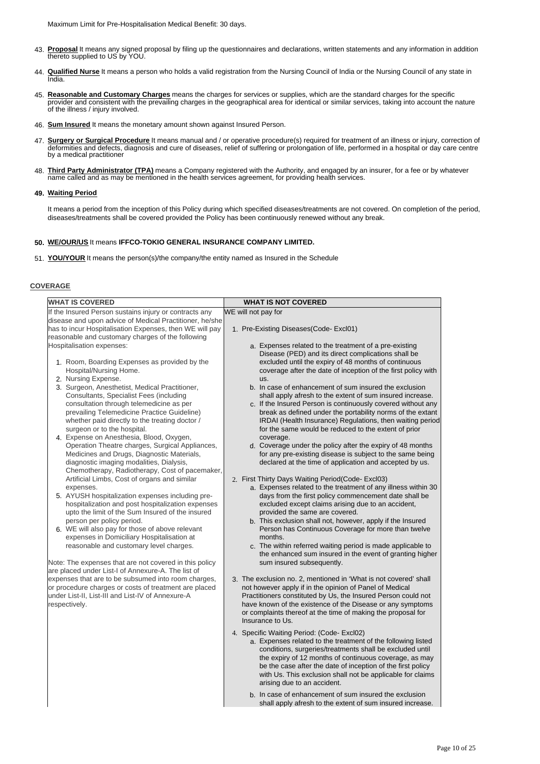Maximum Limit for Pre-Hospitalisation Medical Benefit: 30 days.

43. **Proposal** It means any signed proposal by filing up the questionnaires and declarations, written statements and any information in addition thereto supplied to US by YOU.

44. **Qualified Nurse** It means a person who holds a valid registration from the Nursing Council of India or the Nursing Council of any state in India.

45. **Reasonable and Customary Charges** means the charges for services or supplies, which are the standard charges for the specific provider and consistent with the prevailing charges in the geographical area for identical or similar services, taking into account the nature of the illness / injury involved.

46. **Sum Insured** It means the monetary amount shown against Insured Person.

47. **Surgery or Surgical Procedure** It means manual and / or operative procedure(s) required for treatment of an illness or injury, correction of deformities and defects, diagnosis and cure of diseases, relief of suffering or prolongation of life, performed in a hospital or day care centre by a medical practitioner

48. **Third Party Administrator (TPA)** means a Company registered with the Authority, and engaged by an insurer, for a fee or by whatever name called and as may be mentioned in the health services agreement, for providing health services.

49. **Waiting Period**

It means a period from the inception of this Policy during which specified diseases/treatments are not covered. On completion of the period, diseases/treatments shall be covered provided the Policy has been continuously renewed without any break.

50. **WE/OUR/US** It means **IFFCO-TOKIO GENERAL INSURANCE COMPANY LIMITED.**

51. **YOU/YOUR** It means the person(s)/the company/the entity named as Insured in the Schedule

## COVERAGE

| WHAT IS COVERED | WHAT IS NOT COVERED |
|---|---|
| If the Insured Person sustains injury or contracts any disease and upon advice of Medical Practitioner, he/she has to incur Hospitalisation Expenses, then WE will pay reasonable and customary charges of the following Hospitalisation expenses:<br><br>1. Room, Boarding Expenses as provided by the Hospital/Nursing Home.<br>2. Nursing Expense.<br>3. Surgeon, Anesthetist, Medical Practitioner, Consultants, Specialist Fees (including consultation through telemedicine as per prevailing Telemedicine Practice Guideline) whether paid directly to the treating doctor / surgeon or to the hospital.<br>4. Expense on Anesthesia, Blood, Oxygen, Operation Theatre charges, Surgical Appliances, Medicines and Drugs, Diagnostic Materials, diagnostic imaging modalities, Dialysis, Chemotherapy, Radiotherapy, Cost of pacemaker, Artificial Limbs, Cost of organs and similar expenses.<br>5. AYUSH hospitalization expenses including pre-hospitalization and post hospitalization expenses upto the limit of the Sum Insured of the insured person per policy period.<br>6. WE will also pay for those of above relevant expenses in Domiciliary Hospitalisation at reasonable and customary level charges.<br><br>Note: The expenses that are not covered in this policy are placed under List-I of Annexure-A. The list of expenses that are to be subsumed into room charges, or procedure charges or costs of treatment are placed under List-II, List-III and List-IV of Annexure-A respectively. | WE will not pay for<br><br>1. Pre-Existing Diseases(Code- Excl01)<br>a. Expenses related to the treatment of a pre-existing Disease (PED) and its direct complications shall be excluded until the expiry of 48 months of continuous coverage after the date of inception of the first policy with us.<br>b. In case of enhancement of sum insured the exclusion shall apply afresh to the extent of sum insured increase.<br>c. If the Insured Person is continuously covered without any break as defined under the portability norms of the extant IRDAI (Health Insurance) Regulations, then waiting period for the same would be reduced to the extent of prior coverage.<br>d. Coverage under the policy after the expiry of 48 months for any pre-existing disease is subject to the same being declared at the time of application and accepted by us.<br><br>2. First Thirty Days Waiting Period(Code- Excl03)<br>a. Expenses related to the treatment of any illness within 30 days from the first policy commencement date shall be excluded except claims arising due to an accident, provided the same are covered.<br>b. This exclusion shall not, however, apply if the Insured Person has Continuous Coverage for more than twelve months.<br>c. The within referred waiting period is made applicable to the enhanced sum insured in the event of granting higher sum insured subsequently.<br><br>3. The exclusion no. 2, mentioned in 'What is not covered' shall not however apply if in the opinion of Panel of Medical Practitioners constituted by Us, the Insured Person could not have known of the existence of the Disease or any symptoms or complaints thereof at the time of making the proposal for Insurance to Us.<br><br>4. Specific Waiting Period: (Code- Excl02)<br>a. Expenses related to the treatment of the following listed conditions, surgeries/treatments shall be excluded until the expiry of 12 months of continuous coverage, as may be the case after the date of inception of the first policy with Us. This exclusion shall not be applicable for claims arising due to an accident.<br>b. In case of enhancement of sum insured the exclusion shall apply afresh to the extent of sum insured increase. |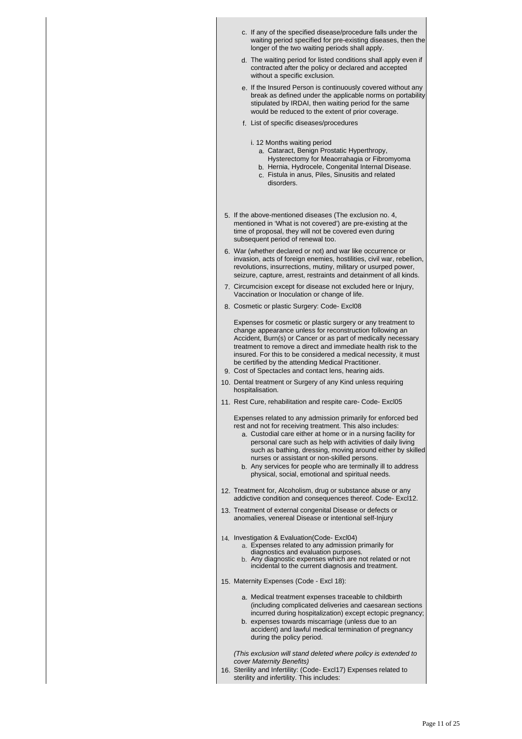c. If any of the specified disease/procedure falls under the waiting period specified for pre-existing diseases, then the longer of the two waiting periods shall apply.

d. The waiting period for listed conditions shall apply even if contracted after the policy or declared and accepted without a specific exclusion.

e. If the Insured Person is continuously covered without any break as defined under the applicable norms on portability stipulated by IRDAI, then waiting period for the same would be reduced to the extent of prior coverage.

f. List of specific diseases/procedures

   i. 12 Months waiting period
      a. Cataract, Benign Prostatic Hyperthropy, Hysterectomy for Meaorrahagia or Fibromyoma
      b. Hernia, Hydrocele, Congenital Internal Disease.
      c. Fistula in anus, Piles, Sinusitis and related disorders.

5. If the above-mentioned diseases (The exclusion no. 4, mentioned in 'What is not covered') are pre-existing at the time of proposal, they will not be covered even during subsequent period of renewal too.

6. War (whether declared or not) and war like occurrence or invasion, acts of foreign enemies, hostilities, civil war, rebellion, revolutions, insurrections, mutiny, military or usurped power, seizure, capture, arrest, restraints and detainment of all kinds.

7. Circumcision except for disease not excluded here or Injury, Vaccination or Inoculation or change of life.

8. Cosmetic or plastic Surgery: Code- Excl08

   Expenses for cosmetic or plastic surgery or any treatment to change appearance unless for reconstruction following an Accident, Burn(s) or Cancer or as part of medically necessary treatment to remove a direct and immediate health risk to the insured. For this to be considered a medical necessity, it must be certified by the attending Medical Practitioner.

9. Cost of Spectacles and contact lens, hearing aids.

10. Dental treatment or Surgery of any Kind unless requiring hospitalisation.

11. Rest Cure, rehabilitation and respite care- Code- Excl05

    Expenses related to any admission primarily for enforced bed rest and not for receiving treatment. This also includes:
    a. Custodial care either at home or in a nursing facility for personal care such as help with activities of daily living such as bathing, dressing, moving around either by skilled nurses or assistant or non-skilled persons.
    b. Any services for people who are terminally ill to address physical, social, emotional and spiritual needs.

12. Treatment for, Alcoholism, drug or substance abuse or any addictive condition and consequences thereof. Code- Excl12.

13. Treatment of external congenital Disease or defects or anomalies, venereal Disease or intentional self-Injury

14. Investigation & Evaluation(Code- Excl04)
    a. Expenses related to any admission primarily for diagnostics and evaluation purposes.
    b. Any diagnostic expenses which are not related or not incidental to the current diagnosis and treatment.

15. Maternity Expenses (Code - Excl 18):

    a. Medical treatment expenses traceable to childbirth (including complicated deliveries and caesarean sections incurred during hospitalization) except ectopic pregnancy;
    b. expenses towards miscarriage (unless due to an accident) and lawful medical termination of pregnancy during the policy period.

    *(This exclusion will stand deleted where policy is extended to cover Maternity Benefits)*

16. Sterility and Infertility: (Code- Excl17) Expenses related to sterility and infertility. This includes: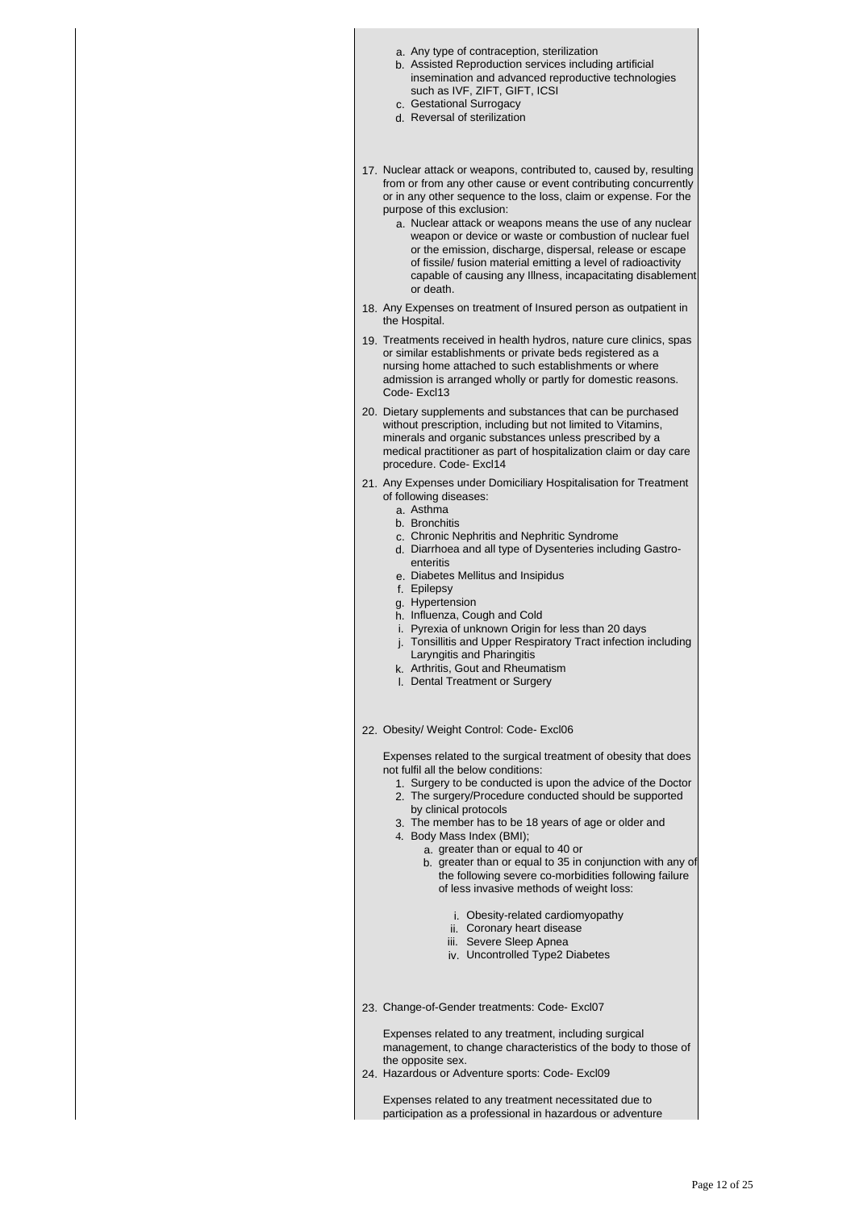a. Any type of contraception, sterilization
   b. Assisted Reproduction services including artificial insemination and advanced reproductive technologies such as IVF, ZIFT, GIFT, ICSI
   c. Gestational Surrogacy
   d. Reversal of sterilization

17. Nuclear attack or weapons, contributed to, caused by, resulting from or from any other cause or event contributing concurrently or in any other sequence to the loss, claim or expense. For the purpose of this exclusion:
    a. Nuclear attack or weapons means the use of any nuclear weapon or device or waste or combustion of nuclear fuel or the emission, discharge, dispersal, release or escape of fissile/ fusion material emitting a level of radioactivity capable of causing any Illness, incapacitating disablement or death.
18. Any Expenses on treatment of Insured person as outpatient in the Hospital.
19. Treatments received in health hydros, nature cure clinics, spas or similar establishments or private beds registered as a nursing home attached to such establishments or where admission is arranged wholly or partly for domestic reasons. Code- Excl13
20. Dietary supplements and substances that can be purchased without prescription, including but not limited to Vitamins, minerals and organic substances unless prescribed by a medical practitioner as part of hospitalization claim or day care procedure. Code- Excl14
21. Any Expenses under Domiciliary Hospitalisation for Treatment of following diseases:
    a. Asthma
    b. Bronchitis
    c. Chronic Nephritis and Nephritic Syndrome
    d. Diarrhoea and all type of Dysenteries including Gastro-enteritis
    e. Diabetes Mellitus and Insipidus
    f. Epilepsy
    g. Hypertension
    h. Influenza, Cough and Cold
    i. Pyrexia of unknown Origin for less than 20 days
    j. Tonsillitis and Upper Respiratory Tract infection including Laryngitis and Pharingitis
    k. Arthritis, Gout and Rheumatism
    l. Dental Treatment or Surgery

22. Obesity/ Weight Control: Code- Excl06

    Expenses related to the surgical treatment of obesity that does not fulfil all the below conditions:
    1. Surgery to be conducted is upon the advice of the Doctor
    2. The surgery/Procedure conducted should be supported by clinical protocols
    3. The member has to be 18 years of age or older and
    4. Body Mass Index (BMI);
       a. greater than or equal to 40 or
       b. greater than or equal to 35 in conjunction with any of the following severe co-morbidities following failure of less invasive methods of weight loss:
          i. Obesity-related cardiomyopathy
          ii. Coronary heart disease
          iii. Severe Sleep Apnea
          iv. Uncontrolled Type2 Diabetes

23. Change-of-Gender treatments: Code- Excl07

    Expenses related to any treatment, including surgical management, to change characteristics of the body to those of the opposite sex.
24. Hazardous or Adventure sports: Code- Excl09

    Expenses related to any treatment necessitated due to participation as a professional in hazardous or adventure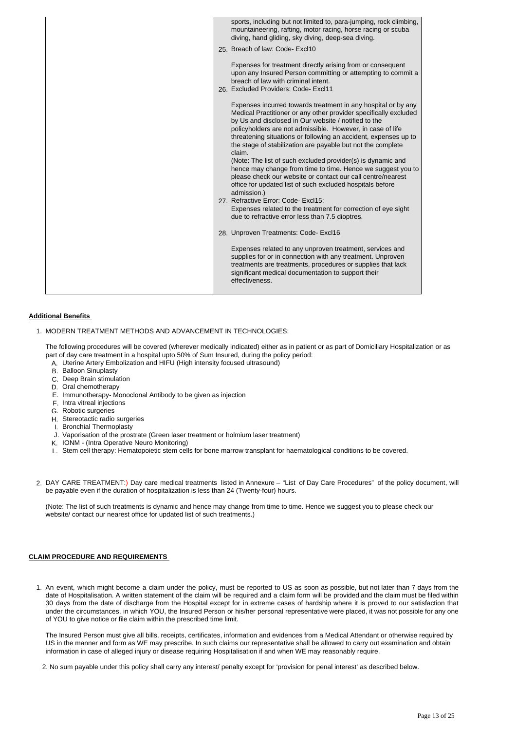| | sports, including but not limited to, para-jumping, rock climbing, mountaineering, rafting, motor racing, horse racing or scuba diving, hand gliding, sky diving, deep-sea diving.<br><br>25. Breach of law: Code- Excl10<br><br>Expenses for treatment directly arising from or consequent upon any Insured Person committing or attempting to commit a breach of law with criminal intent.<br><br>26. Excluded Providers: Code- Excl11<br><br>Expenses incurred towards treatment in any hospital or by any Medical Practitioner or any other provider specifically excluded by Us and disclosed in Our website / notified to the policyholders are not admissible. However, in case of life threatening situations or following an accident, expenses up to the stage of stabilization are payable but not the complete claim.<br>(Note: The list of such excluded provider(s) is dynamic and hence may change from time to time. Hence we suggest you to please check our website or contact our call centre/nearest office for updated list of such excluded hospitals before admission.)<br><br>27. Refractive Error: Code- Excl15:<br>Expenses related to the treatment for correction of eye sight due to refractive error less than 7.5 dioptres.<br><br>28. Unproven Treatments: Code- Excl16<br><br>Expenses related to any unproven treatment, services and supplies for or in connection with any treatment. Unproven treatments are treatments, procedures or supplies that lack significant medical documentation to support their effectiveness. |
|---|---|

**Additional Benefits**

1. MODERN TREATMENT METHODS AND ADVANCEMENT IN TECHNOLOGIES:

   The following procedures will be covered (wherever medically indicated) either as in patient or as part of Domiciliary Hospitalization or as part of day care treatment in a hospital upto 50% of Sum Insured, during the policy period:

   A. Uterine Artery Embolization and HIFU (High intensity focused ultrasound)
   B. Balloon Sinuplasty
   C. Deep Brain stimulation
   D. Oral chemotherapy
   E. Immunotherapy- Monoclonal Antibody to be given as injection
   F. Intra vitreal injections
   G. Robotic surgeries
   H. Stereotactic radio surgeries
   I. Bronchial Thermoplasty
   J. Vaporisation of the prostrate (Green laser treatment or holmium laser treatment)
   K. IONM - (Intra Operative Neuro Monitoring)
   L. Stem cell therapy: Hematopoietic stem cells for bone marrow transplant for haematological conditions to be covered.

2. DAY CARE TREATMENT:) Day care medical treatments listed in Annexure – "List of Day Care Procedures" of the policy document, will be payable even if the duration of hospitalization is less than 24 (Twenty-four) hours.

   (Note: The list of such treatments is dynamic and hence may change from time to time. Hence we suggest you to please check our website/ contact our nearest office for updated list of such treatments.)

**CLAIM PROCEDURE AND REQUIREMENTS**

1. An event, which might become a claim under the policy, must be reported to US as soon as possible, but not later than 7 days from the date of Hospitalisation. A written statement of the claim will be required and a claim form will be provided and the claim must be filed within 30 days from the date of discharge from the Hospital except for in extreme cases of hardship where it is proved to our satisfaction that under the circumstances, in which YOU, the Insured Person or his/her personal representative were placed, it was not possible for any one of YOU to give notice or file claim within the prescribed time limit.

   The Insured Person must give all bills, receipts, certificates, information and evidences from a Medical Attendant or otherwise required by US in the manner and form as WE may prescribe. In such claims our representative shall be allowed to carry out examination and obtain information in case of alleged injury or disease requiring Hospitalisation if and when WE may reasonably require.

2. No sum payable under this policy shall carry any interest/ penalty except for 'provision for penal interest' as described below.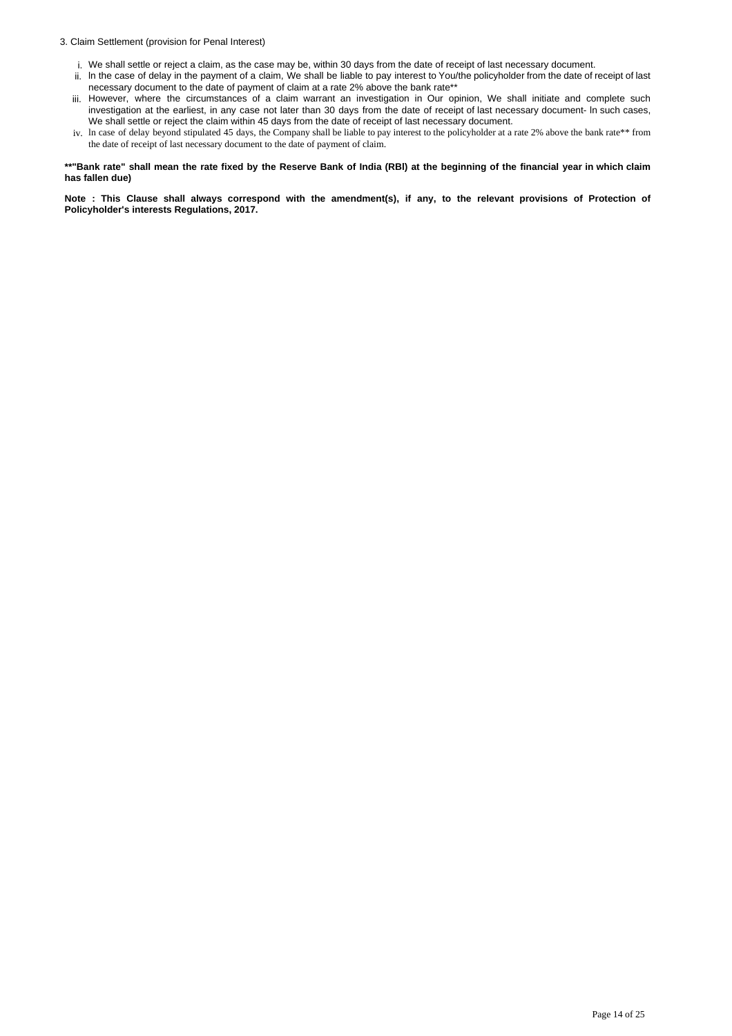3. Claim Settlement (provision for Penal Interest)

i. We shall settle or reject a claim, as the case may be, within 30 days from the date of receipt of last necessary document.
ii. In the case of delay in the payment of a claim, We shall be liable to pay interest to You/the policyholder from the date of receipt of last necessary document to the date of payment of claim at a rate 2% above the bank rate**
iii. However, where the circumstances of a claim warrant an investigation in Our opinion, We shall initiate and complete such investigation at the earliest, in any case not later than 30 days from the date of receipt of last necessary document- In such cases, We shall settle or reject the claim within 45 days from the date of receipt of last necessary document.
iv. In case of delay beyond stipulated 45 days, the Company shall be liable to pay interest to the policyholder at a rate 2% above the bank rate** from the date of receipt of last necessary document to the date of payment of claim.

**\*\*"Bank rate" shall mean the rate fixed by the Reserve Bank of India (RBI) at the beginning of the financial year in which claim has fallen due)**

**Note : This Clause shall always correspond with the amendment(s), if any, to the relevant provisions of Protection of Policyholder's interests Regulations, 2017.**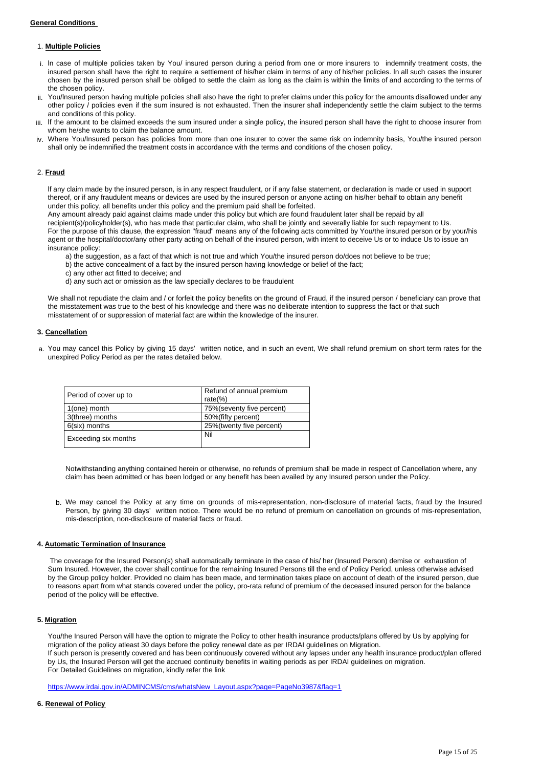**General Conditions**

1. **Multiple Policies**

i. In case of multiple policies taken by You/ insured person during a period from one or more insurers to indemnify treatment costs, the insured person shall have the right to require a settlement of his/her claim in terms of any of his/her policies. In all such cases the insurer chosen by the insured person shall be obliged to settle the claim as long as the claim is within the limits of and according to the terms of the chosen policy.

ii. You/Insured person having multiple policies shall also have the right to prefer claims under this policy for the amounts disallowed under any other policy / policies even if the sum insured is not exhausted. Then the insurer shall independently settle the claim subject to the terms and conditions of this policy.

iii. If the amount to be claimed exceeds the sum insured under a single policy, the insured person shall have the right to choose insurer from whom he/she wants to claim the balance amount.

iv. Where You/Insured person has policies from more than one insurer to cover the same risk on indemnity basis, You/the insured person shall only be indemnified the treatment costs in accordance with the terms and conditions of the chosen policy.

2. **Fraud**

If any claim made by the insured person, is in any respect fraudulent, or if any false statement, or declaration is made or used in support thereof, or if any fraudulent means or devices are used by the insured person or anyone acting on his/her behalf to obtain any benefit under this policy, all benefits under this policy and the premium paid shall be forfeited.

Any amount already paid against claims made under this policy but which are found fraudulent later shall be repaid by all recipient(s)/policyholder(s), who has made that particular claim, who shall be jointly and severally liable for such repayment to Us.

For the purpose of this clause, the expression "fraud" means any of the following acts committed by You/the insured person or by your/his agent or the hospital/doctor/any other party acting on behalf of the insured person, with intent to deceive Us or to induce Us to issue an insurance policy:

a) the suggestion, as a fact of that which is not true and which You/the insured person do/does not believe to be true;
b) the active concealment of a fact by the insured person having knowledge or belief of the fact;
c) any other act fitted to deceive; and
d) any such act or omission as the law specially declares to be fraudulent

We shall not repudiate the claim and / or forfeit the policy benefits on the ground of Fraud, if the insured person / beneficiary can prove that the misstatement was true to the best of his knowledge and there was no deliberate intention to suppress the fact or that such misstatement of or suppression of material fact are within the knowledge of the insurer.

**3. Cancellation**

a. You may cancel this Policy by giving 15 days' written notice, and in such an event, We shall refund premium on short term rates for the unexpired Policy Period as per the rates detailed below.

| Period of cover up to | Refund of annual premium rate(%) |
|---|---|
| 1(one) month | 75%(seventy five percent) |
| 3(three) months | 50%(fifty percent) |
| 6(six) months | 25%(twenty five percent) |
| Exceeding six months | Nil |

Notwithstanding anything contained herein or otherwise, no refunds of premium shall be made in respect of Cancellation where, any claim has been admitted or has been lodged or any benefit has been availed by any Insured person under the Policy.

b. We may cancel the Policy at any time on grounds of mis-representation, non-disclosure of material facts, fraud by the Insured Person, by giving 30 days' written notice. There would be no refund of premium on cancellation on grounds of mis-representation, mis-description, non-disclosure of material facts or fraud.

**4. Automatic Termination of Insurance**

The coverage for the Insured Person(s) shall automatically terminate in the case of his/ her (Insured Person) demise or exhaustion of Sum Insured. However, the cover shall continue for the remaining Insured Persons till the end of Policy Period, unless otherwise advised by the Group policy holder. Provided no claim has been made, and termination takes place on account of death of the insured person, due to reasons apart from what stands covered under the policy, pro-rata refund of premium of the deceased insured person for the balance period of the policy will be effective.

**5. Migration**

You/the Insured Person will have the option to migrate the Policy to other health insurance products/plans offered by Us by applying for migration of the policy atleast 30 days before the policy renewal date as per IRDAI guidelines on Migration.

If such person is presently covered and has been continuously covered without any lapses under any health insurance product/plan offered by Us, the Insured Person will get the accrued continuity benefits in waiting periods as per IRDAI guidelines on migration.

For Detailed Guidelines on migration, kindly refer the link

https://www.irdai.gov.in/ADMINCMS/cms/whatsNew_Layout.aspx?page=PageNo3987&flag=1

**6. Renewal of Policy**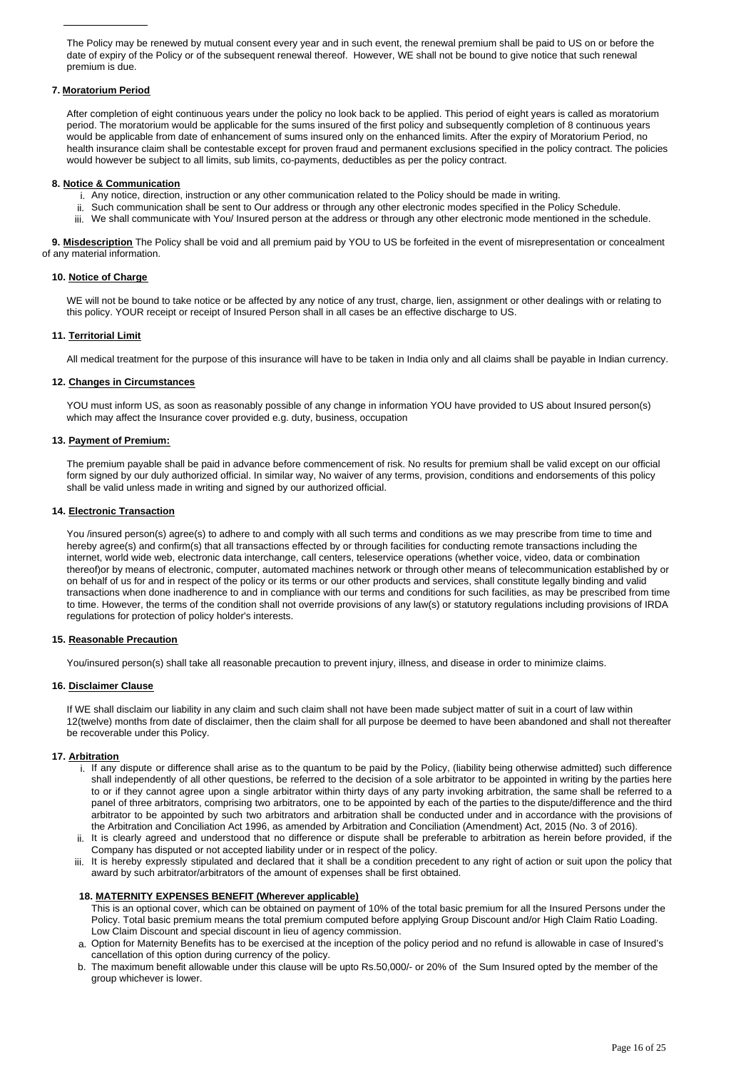The Policy may be renewed by mutual consent every year and in such event, the renewal premium shall be paid to US on or before the date of expiry of the Policy or of the subsequent renewal thereof. However, WE shall not be bound to give notice that such renewal premium is due.

**7. Moratorium Period**

After completion of eight continuous years under the policy no look back to be applied. This period of eight years is called as moratorium period. The moratorium would be applicable for the sums insured of the first policy and subsequently completion of 8 continuous years would be applicable from date of enhancement of sums insured only on the enhanced limits. After the expiry of Moratorium Period, no health insurance claim shall be contestable except for proven fraud and permanent exclusions specified in the policy contract. The policies would however be subject to all limits, sub limits, co-payments, deductibles as per the policy contract.

**8. Notice & Communication**

i. Any notice, direction, instruction or any other communication related to the Policy should be made in writing.
ii. Such communication shall be sent to Our address or through any other electronic modes specified in the Policy Schedule.
iii. We shall communicate with You/ Insured person at the address or through any other electronic mode mentioned in the schedule.

**9. Misdescription** The Policy shall be void and all premium paid by YOU to US be forfeited in the event of misrepresentation or concealment of any material information.

**10. Notice of Charge**

WE will not be bound to take notice or be affected by any notice of any trust, charge, lien, assignment or other dealings with or relating to this policy. YOUR receipt or receipt of Insured Person shall in all cases be an effective discharge to US.

**11. Territorial Limit**

All medical treatment for the purpose of this insurance will have to be taken in India only and all claims shall be payable in Indian currency.

**12. Changes in Circumstances**

YOU must inform US, as soon as reasonably possible of any change in information YOU have provided to US about Insured person(s) which may affect the Insurance cover provided e.g. duty, business, occupation

**13. Payment of Premium:**

The premium payable shall be paid in advance before commencement of risk. No results for premium shall be valid except on our official form signed by our duly authorized official. In similar way, No waiver of any terms, provision, conditions and endorsements of this policy shall be valid unless made in writing and signed by our authorized official.

**14. Electronic Transaction**

You /insured person(s) agree(s) to adhere to and comply with all such terms and conditions as we may prescribe from time to time and hereby agree(s) and confirm(s) that all transactions effected by or through facilities for conducting remote transactions including the internet, world wide web, electronic data interchange, call centers, teleservice operations (whether voice, video, data or combination thereof)or by means of electronic, computer, automated machines network or through other means of telecommunication established by or on behalf of us for and in respect of the policy or its terms or our other products and services, shall constitute legally binding and valid transactions when done inadherence to and in compliance with our terms and conditions for such facilities, as may be prescribed from time to time. However, the terms of the condition shall not override provisions of any law(s) or statutory regulations including provisions of IRDA regulations for protection of policy holder's interests.

**15. Reasonable Precaution**

You/insured person(s) shall take all reasonable precaution to prevent injury, illness, and disease in order to minimize claims.

**16. Disclaimer Clause**

If WE shall disclaim our liability in any claim and such claim shall not have been made subject matter of suit in a court of law within 12(twelve) months from date of disclaimer, then the claim shall for all purpose be deemed to have been abandoned and shall not thereafter be recoverable under this Policy.

**17. Arbitration**

i. If any dispute or difference shall arise as to the quantum to be paid by the Policy, (liability being otherwise admitted) such difference shall independently of all other questions, be referred to the decision of a sole arbitrator to be appointed in writing by the parties here to or if they cannot agree upon a single arbitrator within thirty days of any party invoking arbitration, the same shall be referred to a panel of three arbitrators, comprising two arbitrators, one to be appointed by each of the parties to the dispute/difference and the third arbitrator to be appointed by such two arbitrators and arbitration shall be conducted under and in accordance with the provisions of the Arbitration and Conciliation Act 1996, as amended by Arbitration and Conciliation (Amendment) Act, 2015 (No. 3 of 2016).
ii. It is clearly agreed and understood that no difference or dispute shall be preferable to arbitration as herein before provided, if the Company has disputed or not accepted liability under or in respect of the policy.
iii. It is hereby expressly stipulated and declared that it shall be a condition precedent to any right of action or suit upon the policy that award by such arbitrator/arbitrators of the amount of expenses shall be first obtained.

**18. MATERNITY EXPENSES BENEFIT (Wherever applicable)**

This is an optional cover, which can be obtained on payment of 10% of the total basic premium for all the Insured Persons under the Policy. Total basic premium means the total premium computed before applying Group Discount and/or High Claim Ratio Loading. Low Claim Discount and special discount in lieu of agency commission.

a. Option for Maternity Benefits has to be exercised at the inception of the policy period and no refund is allowable in case of Insured's cancellation of this option during currency of the policy.
b. The maximum benefit allowable under this clause will be upto Rs.50,000/- or 20% of the Sum Insured opted by the member of the group whichever is lower.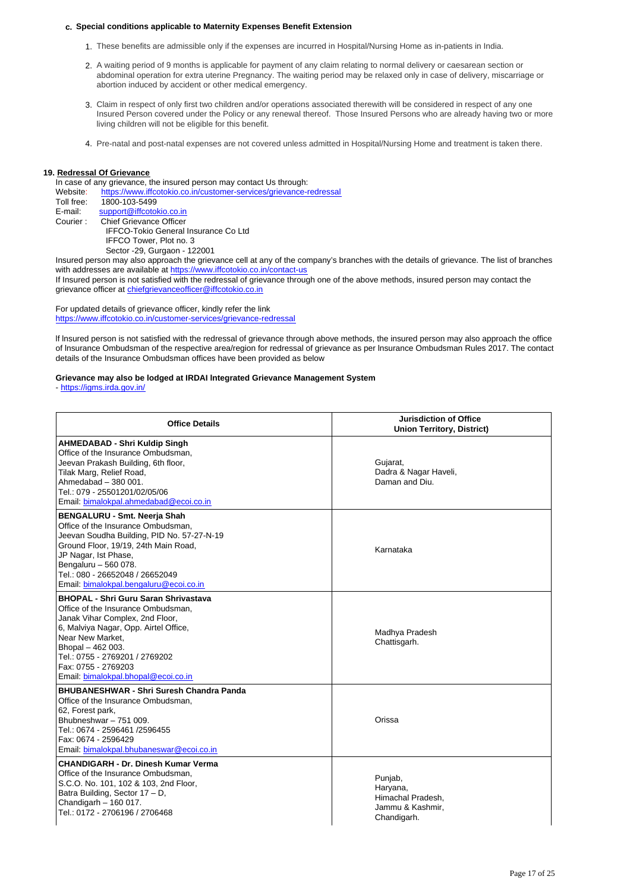### c. Special conditions applicable to Maternity Expenses Benefit Extension

1. These benefits are admissible only if the expenses are incurred in Hospital/Nursing Home as in-patients in India.
2. A waiting period of 9 months is applicable for payment of any claim relating to normal delivery or caesarean section or abdominal operation for extra uterine Pregnancy. The waiting period may be relaxed only in case of delivery, miscarriage or abortion induced by accident or other medical emergency.
3. Claim in respect of only first two children and/or operations associated therewith will be considered in respect of any one Insured Person covered under the Policy or any renewal thereof. Those Insured Persons who are already having two or more living children will not be eligible for this benefit.
4. Pre-natal and post-natal expenses are not covered unless admitted in Hospital/Nursing Home and treatment is taken there.

## 19. Redressal Of Grievance

In case of any grievance, the insured person may contact Us through:

Website: https://www.iffcotokio.co.in/customer-services/grievance-redressal
Toll free: 1800-103-5499
E-mail: support@iffcotokio.co.in
Courier : Chief Grievance Officer
IFFCO-Tokio General Insurance Co Ltd
IFFCO Tower, Plot no. 3
Sector -29, Gurgaon - 122001

Insured person may also approach the grievance cell at any of the company's branches with the details of grievance. The list of branches with addresses are available at https://www.iffcotokio.co.in/contact-us

If Insured person is not satisfied with the redressal of grievance through one of the above methods, insured person may contact the grievance officer at chiefgrievanceofficer@iffcotokio.co.in

For updated details of grievance officer, kindly refer the link
https://www.iffcotokio.co.in/customer-services/grievance-redressal

If Insured person is not satisfied with the redressal of grievance through above methods, the insured person may also approach the office of Insurance Ombudsman of the respective area/region for redressal of grievance as per Insurance Ombudsman Rules 2017. The contact details of the Insurance Ombudsman offices have been provided as below

**Grievance may also be lodged at IRDAI Integrated Grievance Management System**
- https://igms.irda.gov.in/

| Office Details | Jurisdiction of Office Union Territory, District) |
|---|---|
| **AHMEDABAD - Shri Kuldip Singh**<br>Office of the Insurance Ombudsman,<br>Jeevan Prakash Building, 6th floor,<br>Tilak Marg, Relief Road,<br>Ahmedabad – 380 001.<br>Tel.: 079 - 25501201/02/05/06<br>Email: bimalokpal.ahmedabad@ecoi.co.in | Gujarat,<br>Dadra & Nagar Haveli,<br>Daman and Diu. |
| **BENGALURU - Smt. Neerja Shah**<br>Office of the Insurance Ombudsman,<br>Jeevan Soudha Building, PID No. 57-27-N-19<br>Ground Floor, 19/19, 24th Main Road,<br>JP Nagar, Ist Phase,<br>Bengaluru – 560 078.<br>Tel.: 080 - 26652048 / 26652049<br>Email: bimalokpal.bengaluru@ecoi.co.in | Karnataka |
| **BHOPAL - Shri Guru Saran Shrivastava**<br>Office of the Insurance Ombudsman,<br>Janak Vihar Complex, 2nd Floor,<br>6, Malviya Nagar, Opp. Airtel Office,<br>Near New Market,<br>Bhopal – 462 003.<br>Tel.: 0755 - 2769201 / 2769202<br>Fax: 0755 - 2769203<br>Email: bimalokpal.bhopal@ecoi.co.in | Madhya Pradesh<br>Chattisgarh. |
| **BHUBANESHWAR - Shri Suresh Chandra Panda**<br>Office of the Insurance Ombudsman,<br>62, Forest park,<br>Bhubneshwar – 751 009.<br>Tel.: 0674 - 2596461 /2596455<br>Fax: 0674 - 2596429<br>Email: bimalokpal.bhubaneswar@ecoi.co.in | Orissa |
| **CHANDIGARH - Dr. Dinesh Kumar Verma**<br>Office of the Insurance Ombudsman,<br>S.C.O. No. 101, 102 & 103, 2nd Floor,<br>Batra Building, Sector 17 – D,<br>Chandigarh – 160 017.<br>Tel.: 0172 - 2706196 / 2706468 | Punjab,<br>Haryana,<br>Himachal Pradesh,<br>Jammu & Kashmir,<br>Chandigarh. |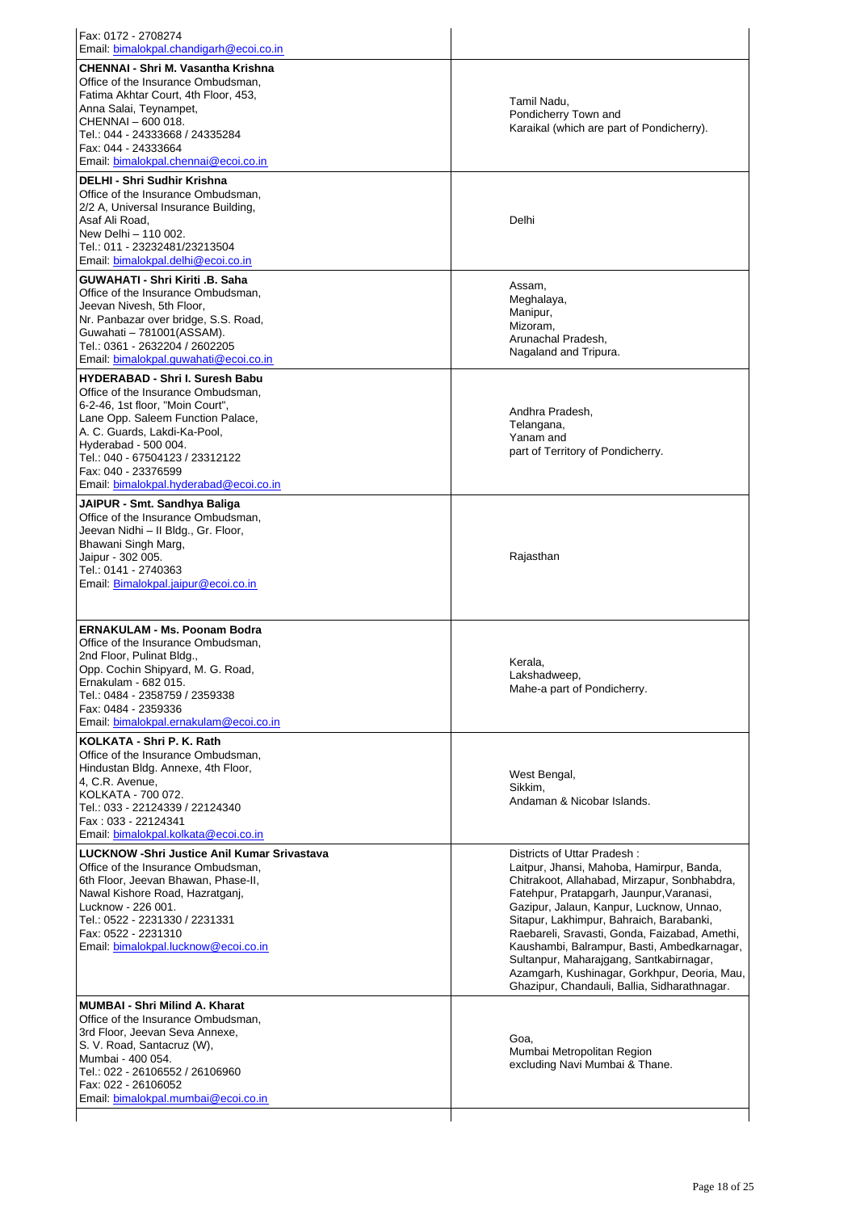| | |
|---|---|
| Fax: 0172 - 2708274<br>Email: bimalokpal.chandigarh@ecoi.co.in | |
| **CHENNAI - Shri M. Vasantha Krishna**<br>Office of the Insurance Ombudsman,<br>Fatima Akhtar Court, 4th Floor, 453,<br>Anna Salai, Teynampet,<br>CHENNAI – 600 018.<br>Tel.: 044 - 24333668 / 24335284<br>Fax: 044 - 24333664<br>Email: bimalokpal.chennai@ecoi.co.in | Tamil Nadu,<br>Pondicherry Town and<br>Karaikal (which are part of Pondicherry). |
| **DELHI - Shri Sudhir Krishna**<br>Office of the Insurance Ombudsman,<br>2/2 A, Universal Insurance Building,<br>Asaf Ali Road,<br>New Delhi – 110 002.<br>Tel.: 011 - 23232481/23213504<br>Email: bimalokpal.delhi@ecoi.co.in | Delhi |
| **GUWAHATI - Shri Kiriti .B. Saha**<br>Office of the Insurance Ombudsman,<br>Jeevan Nivesh, 5th Floor,<br>Nr. Panbazar over bridge, S.S. Road,<br>Guwahati – 781001(ASSAM).<br>Tel.: 0361 - 2632204 / 2602205<br>Email: bimalokpal.guwahati@ecoi.co.in | Assam,<br>Meghalaya,<br>Manipur,<br>Mizoram,<br>Arunachal Pradesh,<br>Nagaland and Tripura. |
| **HYDERABAD - Shri I. Suresh Babu**<br>Office of the Insurance Ombudsman,<br>6-2-46, 1st floor, "Moin Court",<br>Lane Opp. Saleem Function Palace,<br>A. C. Guards, Lakdi-Ka-Pool,<br>Hyderabad - 500 004.<br>Tel.: 040 - 67504123 / 23312122<br>Fax: 040 - 23376599<br>Email: bimalokpal.hyderabad@ecoi.co.in | Andhra Pradesh,<br>Telangana,<br>Yanam and<br>part of Territory of Pondicherry. |
| **JAIPUR - Smt. Sandhya Baliga**<br>Office of the Insurance Ombudsman,<br>Jeevan Nidhi – II Bldg., Gr. Floor,<br>Bhawani Singh Marg,<br>Jaipur - 302 005.<br>Tel.: 0141 - 2740363<br>Email: Bimalokpal.jaipur@ecoi.co.in | Rajasthan |
| **ERNAKULAM - Ms. Poonam Bodra**<br>Office of the Insurance Ombudsman,<br>2nd Floor, Pulinat Bldg.,<br>Opp. Cochin Shipyard, M. G. Road,<br>Ernakulam - 682 015.<br>Tel.: 0484 - 2358759 / 2359338<br>Fax: 0484 - 2359336<br>Email: bimalokpal.ernakulam@ecoi.co.in | Kerala,<br>Lakshadweep,<br>Mahe-a part of Pondicherry. |
| **KOLKATA - Shri P. K. Rath**<br>Office of the Insurance Ombudsman,<br>Hindustan Bldg. Annexe, 4th Floor,<br>4, C.R. Avenue,<br>KOLKATA - 700 072.<br>Tel.: 033 - 22124339 / 22124340<br>Fax : 033 - 22124341<br>Email: bimalokpal.kolkata@ecoi.co.in | West Bengal,<br>Sikkim,<br>Andaman & Nicobar Islands. |
| **LUCKNOW -Shri Justice Anil Kumar Srivastava**<br>Office of the Insurance Ombudsman,<br>6th Floor, Jeevan Bhawan, Phase-II,<br>Nawal Kishore Road, Hazratganj,<br>Lucknow - 226 001.<br>Tel.: 0522 - 2231330 / 2231331<br>Fax: 0522 - 2231310<br>Email: bimalokpal.lucknow@ecoi.co.in | Districts of Uttar Pradesh :<br>Laitpur, Jhansi, Mahoba, Hamirpur, Banda, Chitrakoot, Allahabad, Mirzapur, Sonbhabdra, Fatehpur, Pratapgarh, Jaunpur,Varanasi, Gazipur, Jalaun, Kanpur, Lucknow, Unnao, Sitapur, Lakhimpur, Bahraich, Barabanki, Raebareli, Sravasti, Gonda, Faizabad, Amethi, Kaushambi, Balrampur, Basti, Ambedkarnagar, Sultanpur, Maharajgang, Santkabirnagar, Azamgarh, Kushinagar, Gorkhpur, Deoria, Mau, Ghazipur, Chandauli, Ballia, Sidharathnagar. |
| **MUMBAI - Shri Milind A. Kharat**<br>Office of the Insurance Ombudsman,<br>3rd Floor, Jeevan Seva Annexe,<br>S. V. Road, Santacruz (W),<br>Mumbai - 400 054.<br>Tel.: 022 - 26106552 / 26106960<br>Fax: 022 - 26106052<br>Email: bimalokpal.mumbai@ecoi.co.in | Goa,<br>Mumbai Metropolitan Region<br>excluding Navi Mumbai & Thane. |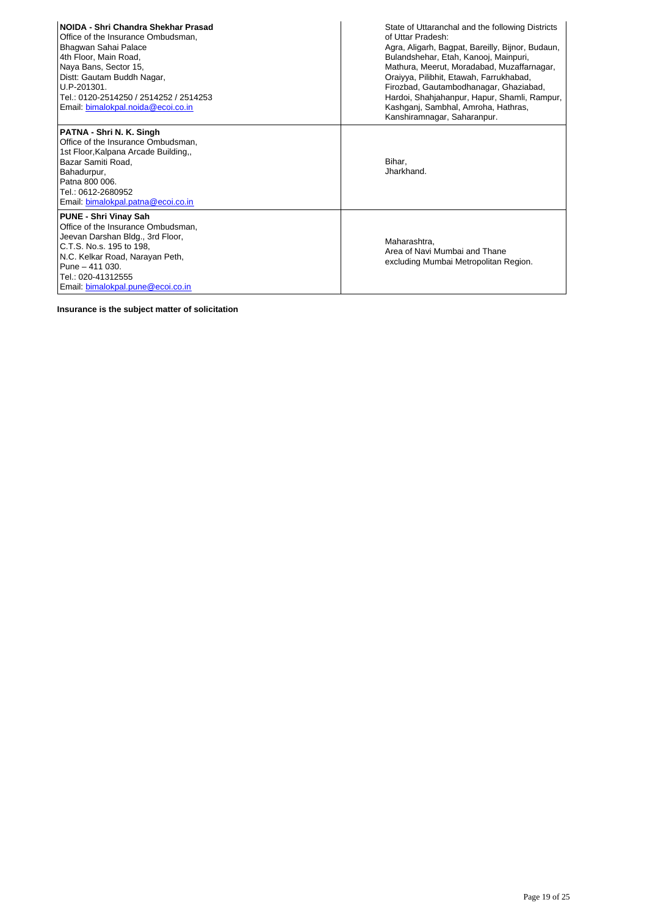| | |
|---|---|
| **NOIDA - Shri Chandra Shekhar Prasad**<br>Office of the Insurance Ombudsman,<br>Bhagwan Sahai Palace<br>4th Floor, Main Road,<br>Naya Bans, Sector 15,<br>Distt: Gautam Buddh Nagar,<br>U.P-201301.<br>Tel.: 0120-2514250 / 2514252 / 2514253<br>Email: bimalokpal.noida@ecoi.co.in | State of Uttaranchal and the following Districts of Uttar Pradesh:<br>Agra, Aligarh, Bagpat, Bareilly, Bijnor, Budaun, Bulandshehar, Etah, Kanooj, Mainpuri, Mathura, Meerut, Moradabad, Muzaffarnagar, Oraiyya, Pilibhit, Etawah, Farrukhabad, Firozbad, Gautambodhanagar, Ghaziabad, Hardoi, Shahjahanpur, Hapur, Shamli, Rampur, Kashganj, Sambhal, Amroha, Hathras, Kanshiramnagar, Saharanpur. |
| **PATNA - Shri N. K. Singh**<br>Office of the Insurance Ombudsman,<br>1st Floor,Kalpana Arcade Building,,<br>Bazar Samiti Road,<br>Bahadurpur,<br>Patna 800 006.<br>Tel.: 0612-2680952<br>Email: bimalokpal.patna@ecoi.co.in | Bihar,<br>Jharkhand. |
| **PUNE - Shri Vinay Sah**<br>Office of the Insurance Ombudsman,<br>Jeevan Darshan Bldg., 3rd Floor,<br>C.T.S. No.s. 195 to 198,<br>N.C. Kelkar Road, Narayan Peth,<br>Pune – 411 030.<br>Tel.: 020-41312555<br>Email: bimalokpal.pune@ecoi.co.in | Maharashtra,<br>Area of Navi Mumbai and Thane excluding Mumbai Metropolitan Region. |

**Insurance is the subject matter of solicitation**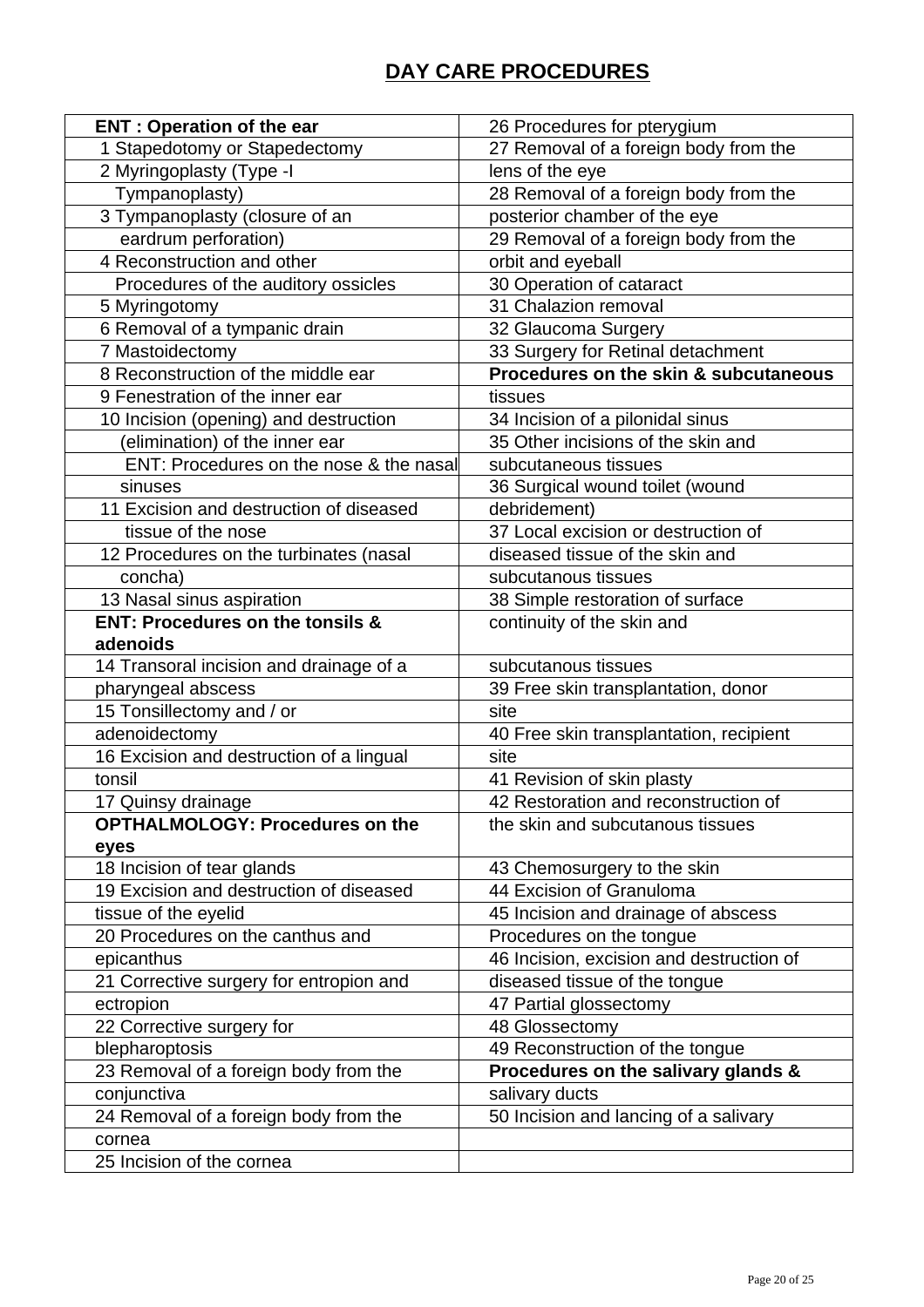# DAY CARE PROCEDURES

| | |
|---|---|
| **ENT : Operation of the ear** | 26 Procedures for pterygium |
| 1 Stapedotomy or Stapedectomy | 27 Removal of a foreign body from the |
| 2 Myringoplasty (Type -I | lens of the eye |
| Tympanoplasty) | 28 Removal of a foreign body from the |
| 3 Tympanoplasty (closure of an | posterior chamber of the eye |
| eardrum perforation) | 29 Removal of a foreign body from the |
| 4 Reconstruction and other | orbit and eyeball |
| Procedures of the auditory ossicles | 30 Operation of cataract |
| 5 Myringotomy | 31 Chalazion removal |
| 6 Removal of a tympanic drain | 32 Glaucoma Surgery |
| 7 Mastoidectomy | 33 Surgery for Retinal detachment |
| 8 Reconstruction of the middle ear | **Procedures on the skin & subcutaneous** |
| 9 Fenestration of the inner ear | tissues |
| 10 Incision (opening) and destruction | 34 Incision of a pilonidal sinus |
| (elimination) of the inner ear | 35 Other incisions of the skin and |
| ENT: Procedures on the nose & the nasal | subcutaneous tissues |
| sinuses | 36 Surgical wound toilet (wound |
| 11 Excision and destruction of diseased | debridement) |
| tissue of the nose | 37 Local excision or destruction of |
| 12 Procedures on the turbinates (nasal | diseased tissue of the skin and |
| concha) | subcutanous tissues |
| 13 Nasal sinus aspiration | 38 Simple restoration of surface |
| **ENT: Procedures on the tonsils & adenoids** | continuity of the skin and |
| 14 Transoral incision and drainage of a | subcutanous tissues |
| pharyngeal abscess | 39 Free skin transplantation, donor |
| 15 Tonsillectomy and / or | site |
| adenoidectomy | 40 Free skin transplantation, recipient |
| 16 Excision and destruction of a lingual | site |
| tonsil | 41 Revision of skin plasty |
| 17 Quinsy drainage | 42 Restoration and reconstruction of |
| **OPTHALMOLOGY: Procedures on the eyes** | the skin and subcutanous tissues |
| 18 Incision of tear glands | 43 Chemosurgery to the skin |
| 19 Excision and destruction of diseased | 44 Excision of Granuloma |
| tissue of the eyelid | 45 Incision and drainage of abscess |
| 20 Procedures on the canthus and | Procedures on the tongue |
| epicanthus | 46 Incision, excision and destruction of |
| 21 Corrective surgery for entropion and | diseased tissue of the tongue |
| ectropion | 47 Partial glossectomy |
| 22 Corrective surgery for | 48 Glossectomy |
| blepharoptosis | 49 Reconstruction of the tongue |
| 23 Removal of a foreign body from the | **Procedures on the salivary glands &** |
| conjunctiva | salivary ducts |
| 24 Removal of a foreign body from the | 50 Incision and lancing of a salivary |
| cornea | |
| 25 Incision of the cornea | |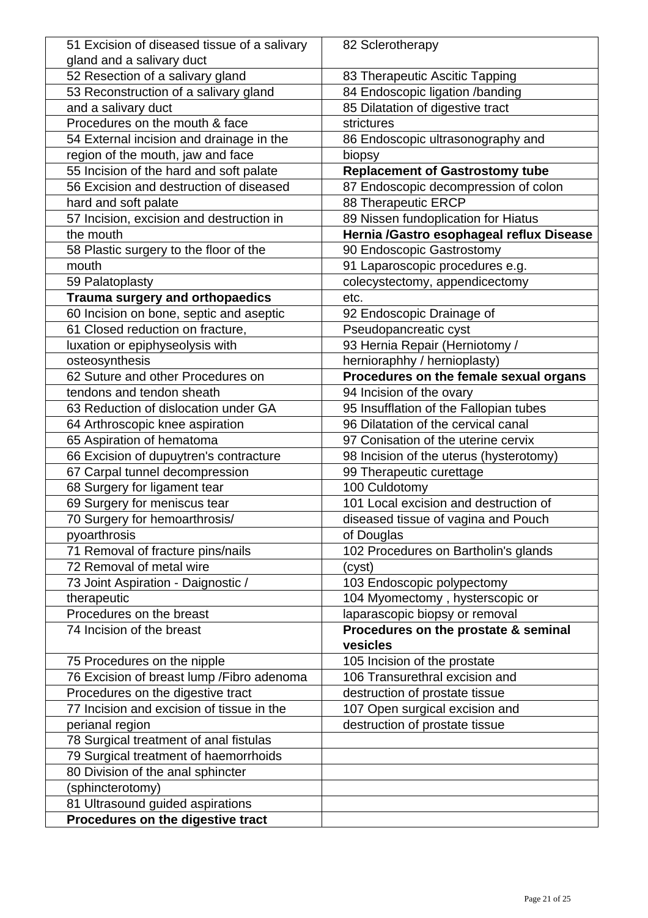| | |
|---|---|
| 51 Excision of diseased tissue of a salivary gland and a salivary duct | 82 Sclerotherapy |
| 52 Resection of a salivary gland | 83 Therapeutic Ascitic Tapping |
| 53 Reconstruction of a salivary gland | 84 Endoscopic ligation /banding |
| and a salivary duct | 85 Dilatation of digestive tract |
| Procedures on the mouth & face | strictures |
| 54 External incision and drainage in the | 86 Endoscopic ultrasonography and |
| region of the mouth, jaw and face | biopsy |
| 55 Incision of the hard and soft palate | **Replacement of Gastrostomy tube** |
| 56 Excision and destruction of diseased | 87 Endoscopic decompression of colon |
| hard and soft palate | 88 Therapeutic ERCP |
| 57 Incision, excision and destruction in | 89 Nissen fundoplication for Hiatus |
| the mouth | **Hernia /Gastro esophageal reflux Disease** |
| 58 Plastic surgery to the floor of the | 90 Endoscopic Gastrostomy |
| mouth | 91 Laparoscopic procedures e.g. |
| 59 Palatoplasty | colecystectomy, appendicectomy |
| **Trauma surgery and orthopaedics** | etc. |
| 60 Incision on bone, septic and aseptic | 92 Endoscopic Drainage of |
| 61 Closed reduction on fracture, | Pseudopancreatic cyst |
| luxation or epiphyseolysis with | 93 Hernia Repair (Herniotomy / |
| osteosynthesis | hernioraphhy / hernioplasty) |
| 62 Suture and other Procedures on | **Procedures on the female sexual organs** |
| tendons and tendon sheath | 94 Incision of the ovary |
| 63 Reduction of dislocation under GA | 95 Insufflation of the Fallopian tubes |
| 64 Arthroscopic knee aspiration | 96 Dilatation of the cervical canal |
| 65 Aspiration of hematoma | 97 Conisation of the uterine cervix |
| 66 Excision of dupuytren's contracture | 98 Incision of the uterus (hysterotomy) |
| 67 Carpal tunnel decompression | 99 Therapeutic curettage |
| 68 Surgery for ligament tear | 100 Culdotomy |
| 69 Surgery for meniscus tear | 101 Local excision and destruction of |
| 70 Surgery for hemoarthrosis/ | diseased tissue of vagina and Pouch |
| pyoarthrosis | of Douglas |
| 71 Removal of fracture pins/nails | 102 Procedures on Bartholin's glands |
| 72 Removal of metal wire | (cyst) |
| 73 Joint Aspiration - Daignostic / | 103 Endoscopic polypectomy |
| therapeutic | 104 Myomectomy , hysterscopic or |
| Procedures on the breast | laparascopic biopsy or removal |
| 74 Incision of the breast | **Procedures on the prostate & seminal vesicles** |
| 75 Procedures on the nipple | 105 Incision of the prostate |
| 76 Excision of breast lump /Fibro adenoma | 106 Transurethral excision and |
| Procedures on the digestive tract | destruction of prostate tissue |
| 77 Incision and excision of tissue in the | 107 Open surgical excision and |
| perianal region | destruction of prostate tissue |
| 78 Surgical treatment of anal fistulas | |
| 79 Surgical treatment of haemorrhoids | |
| 80 Division of the anal sphincter | |
| (sphincterotomy) | |
| 81 Ultrasound guided aspirations | |
| **Procedures on the digestive tract** | |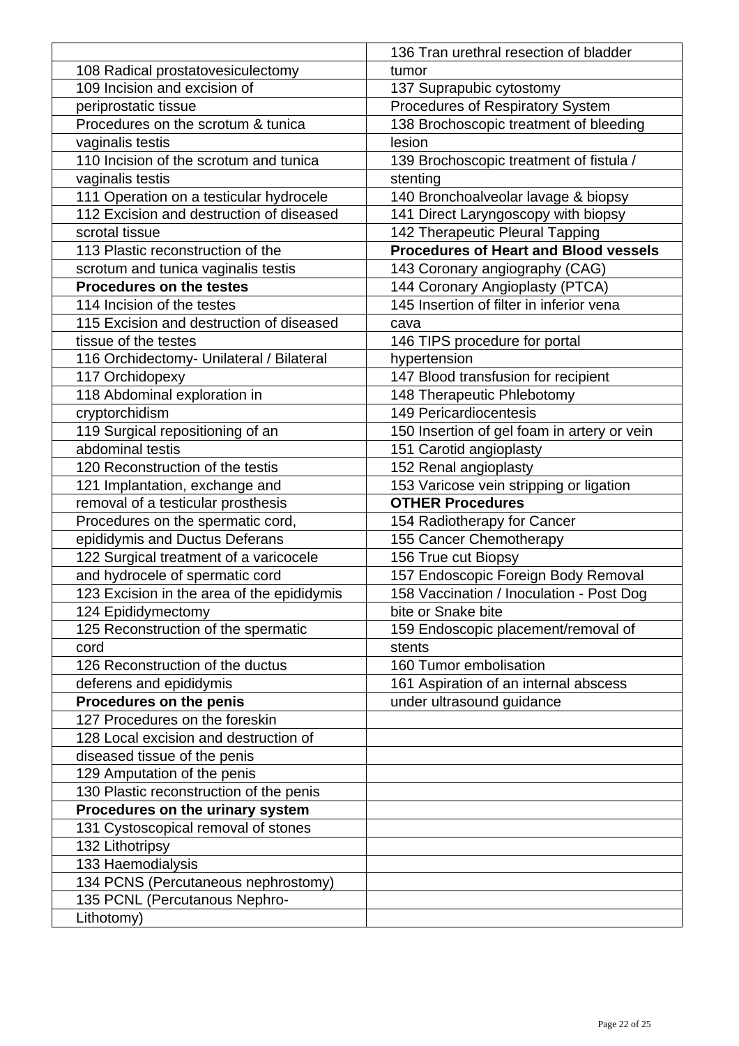| | |
|---|---|
| | 136 Tran urethral resection of bladder tumor |
| 108 Radical prostatovesiculectomy | 137 Suprapubic cytostomy |
| 109 Incision and excision of periprostatic tissue | Procedures of Respiratory System |
| Procedures on the scrotum & tunica vaginalis testis | 138 Brochoscopic treatment of bleeding lesion |
| 110 Incision of the scrotum and tunica vaginalis testis | 139 Brochoscopic treatment of fistula / stenting |
| 111 Operation on a testicular hydrocele | 140 Bronchoalveolar lavage & biopsy |
| 112 Excision and destruction of diseased scrotal tissue | 141 Direct Laryngoscopy with biopsy |
| | 142 Therapeutic Pleural Tapping |
| 113 Plastic reconstruction of the scrotum and tunica vaginalis testis | **Procedures of Heart and Blood vessels** |
| | 143 Coronary angiography (CAG) |
| **Procedures on the testes** | 144 Coronary Angioplasty (PTCA) |
| 114 Incision of the testes | 145 Insertion of filter in inferior vena cava |
| 115 Excision and destruction of diseased tissue of the testes | 146 TIPS procedure for portal hypertension |
| 116 Orchidectomy- Unilateral / Bilateral | |
| 117 Orchidopexy | 147 Blood transfusion for recipient |
| 118 Abdominal exploration in cryptorchidism | 148 Therapeutic Phlebotomy |
| | 149 Pericardiocentesis |
| 119 Surgical repositioning of an abdominal testis | 150 Insertion of gel foam in artery or vein |
| | 151 Carotid angioplasty |
| 120 Reconstruction of the testis | 152 Renal angioplasty |
| 121 Implantation, exchange and removal of a testicular prosthesis | 153 Varicose vein stripping or ligation |
| | **OTHER Procedures** |
| Procedures on the spermatic cord, epididymis and Ductus Deferans | 154 Radiotherapy for Cancer |
| | 155 Cancer Chemotherapy |
| 122 Surgical treatment of a varicocele and hydrocele of spermatic cord | 156 True cut Biopsy |
| | 157 Endoscopic Foreign Body Removal |
| 123 Excision in the area of the epididymis | 158 Vaccination / Inoculation - Post Dog bite or Snake bite |
| 124 Epididymectomy | |
| 125 Reconstruction of the spermatic cord | 159 Endoscopic placement/removal of stents |
| 126 Reconstruction of the ductus deferens and epididymis | 160 Tumor embolisation |
| | 161 Aspiration of an internal abscess under ultrasound guidance |
| **Procedures on the penis** | |
| 127 Procedures on the foreskin | |
| 128 Local excision and destruction of diseased tissue of the penis | |
| 129 Amputation of the penis | |
| 130 Plastic reconstruction of the penis | |
| **Procedures on the urinary system** | |
| 131 Cystoscopical removal of stones | |
| 132 Lithotripsy | |
| 133 Haemodialysis | |
| 134 PCNS (Percutaneous nephrostomy) | |
| 135 PCNL (Percutanous Nephro-Lithotomy) | |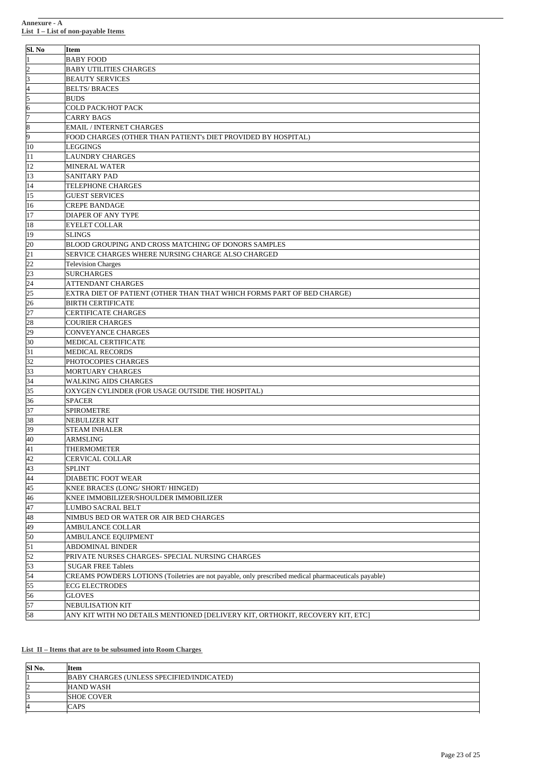**Annexure - A**

**List I – List of non-payable Items**

| Sl. No | Item |
|---|---|
| 1 | BABY FOOD |
| 2 | BABY UTILITIES CHARGES |
| 3 | BEAUTY SERVICES |
| 4 | BELTS/ BRACES |
| 5 | BUDS |
| 6 | COLD PACK/HOT PACK |
| 7 | CARRY BAGS |
| 8 | EMAIL / INTERNET CHARGES |
| 9 | FOOD CHARGES (OTHER THAN PATIENT's DIET PROVIDED BY HOSPITAL) |
| 10 | LEGGINGS |
| 11 | LAUNDRY CHARGES |
| 12 | MINERAL WATER |
| 13 | SANITARY PAD |
| 14 | TELEPHONE CHARGES |
| 15 | GUEST SERVICES |
| 16 | CREPE BANDAGE |
| 17 | DIAPER OF ANY TYPE |
| 18 | EYELET COLLAR |
| 19 | SLINGS |
| 20 | BLOOD GROUPING AND CROSS MATCHING OF DONORS SAMPLES |
| 21 | SERVICE CHARGES WHERE NURSING CHARGE ALSO CHARGED |
| 22 | Television Charges |
| 23 | SURCHARGES |
| 24 | ATTENDANT CHARGES |
| 25 | EXTRA DIET OF PATIENT (OTHER THAN THAT WHICH FORMS PART OF BED CHARGE) |
| 26 | BIRTH CERTIFICATE |
| 27 | CERTIFICATE CHARGES |
| 28 | COURIER CHARGES |
| 29 | CONVEYANCE CHARGES |
| 30 | MEDICAL CERTIFICATE |
| 31 | MEDICAL RECORDS |
| 32 | PHOTOCOPIES CHARGES |
| 33 | MORTUARY CHARGES |
| 34 | WALKING AIDS CHARGES |
| 35 | OXYGEN CYLINDER (FOR USAGE OUTSIDE THE HOSPITAL) |
| 36 | SPACER |
| 37 | SPIROMETRE |
| 38 | NEBULIZER KIT |
| 39 | STEAM INHALER |
| 40 | ARMSLING |
| 41 | THERMOMETER |
| 42 | CERVICAL COLLAR |
| 43 | SPLINT |
| 44 | DIABETIC FOOT WEAR |
| 45 | KNEE BRACES (LONG/ SHORT/ HINGED) |
| 46 | KNEE IMMOBILIZER/SHOULDER IMMOBILIZER |
| 47 | LUMBO SACRAL BELT |
| 48 | NIMBUS BED OR WATER OR AIR BED CHARGES |
| 49 | AMBULANCE COLLAR |
| 50 | AMBULANCE EQUIPMENT |
| 51 | ABDOMINAL BINDER |
| 52 | PRIVATE NURSES CHARGES- SPECIAL NURSING CHARGES |
| 53 | SUGAR FREE Tablets |
| 54 | CREAMS POWDERS LOTIONS (Toiletries are not payable, only prescribed medical pharmaceuticals payable) |
| 55 | ECG ELECTRODES |
| 56 | GLOVES |
| 57 | NEBULISATION KIT |
| 58 | ANY KIT WITH NO DETAILS MENTIONED [DELIVERY KIT, ORTHOKIT, RECOVERY KIT, ETC] |

**List II – Items that are to be subsumed into Room Charges**

| Sl No. | Item |
|---|---|
| 1 | BABY CHARGES (UNLESS SPECIFIED/INDICATED) |
| 2 | HAND WASH |
| 3 | SHOE COVER |
| 4 | CAPS |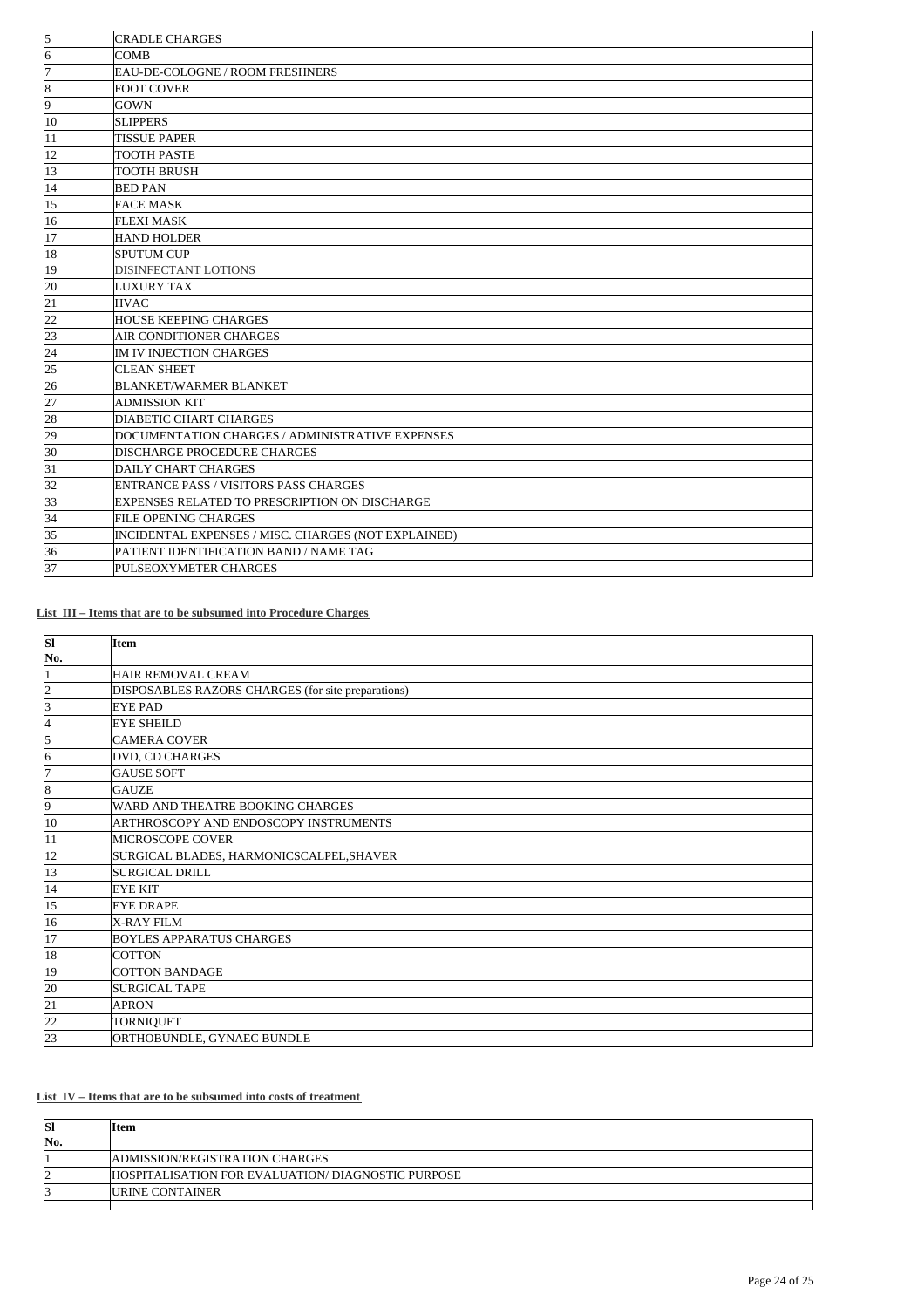| | |
|---|---|
| 5 | CRADLE CHARGES |
| 6 | COMB |
| 7 | EAU-DE-COLOGNE / ROOM FRESHNERS |
| 8 | FOOT COVER |
| 9 | GOWN |
| 10 | SLIPPERS |
| 11 | TISSUE PAPER |
| 12 | TOOTH PASTE |
| 13 | TOOTH BRUSH |
| 14 | BED PAN |
| 15 | FACE MASK |
| 16 | FLEXI MASK |
| 17 | HAND HOLDER |
| 18 | SPUTUM CUP |
| 19 | DISINFECTANT LOTIONS |
| 20 | LUXURY TAX |
| 21 | HVAC |
| 22 | HOUSE KEEPING CHARGES |
| 23 | AIR CONDITIONER CHARGES |
| 24 | IM IV INJECTION CHARGES |
| 25 | CLEAN SHEET |
| 26 | BLANKET/WARMER BLANKET |
| 27 | ADMISSION KIT |
| 28 | DIABETIC CHART CHARGES |
| 29 | DOCUMENTATION CHARGES / ADMINISTRATIVE EXPENSES |
| 30 | DISCHARGE PROCEDURE CHARGES |
| 31 | DAILY CHART CHARGES |
| 32 | ENTRANCE PASS / VISITORS PASS CHARGES |
| 33 | EXPENSES RELATED TO PRESCRIPTION ON DISCHARGE |
| 34 | FILE OPENING CHARGES |
| 35 | INCIDENTAL EXPENSES / MISC. CHARGES (NOT EXPLAINED) |
| 36 | PATIENT IDENTIFICATION BAND / NAME TAG |
| 37 | PULSEOXYMETER CHARGES |

**List III – Items that are to be subsumed into Procedure Charges**

| Sl No. | Item |
|---|---|
| 1 | HAIR REMOVAL CREAM |
| 2 | DISPOSABLES RAZORS CHARGES (for site preparations) |
| 3 | EYE PAD |
| 4 | EYE SHEILD |
| 5 | CAMERA COVER |
| 6 | DVD, CD CHARGES |
| 7 | GAUSE SOFT |
| 8 | GAUZE |
| 9 | WARD AND THEATRE BOOKING CHARGES |
| 10 | ARTHROSCOPY AND ENDOSCOPY INSTRUMENTS |
| 11 | MICROSCOPE COVER |
| 12 | SURGICAL BLADES, HARMONICSCALPEL,SHAVER |
| 13 | SURGICAL DRILL |
| 14 | EYE KIT |
| 15 | EYE DRAPE |
| 16 | X-RAY FILM |
| 17 | BOYLES APPARATUS CHARGES |
| 18 | COTTON |
| 19 | COTTON BANDAGE |
| 20 | SURGICAL TAPE |
| 21 | APRON |
| 22 | TORNIQUET |
| 23 | ORTHOBUNDLE, GYNAEC BUNDLE |

**List IV – Items that are to be subsumed into costs of treatment**

| Sl No. | Item |
|---|---|
| 1 | ADMISSION/REGISTRATION CHARGES |
| 2 | HOSPITALISATION FOR EVALUATION/ DIAGNOSTIC PURPOSE |
| 3 | URINE CONTAINER |
| | |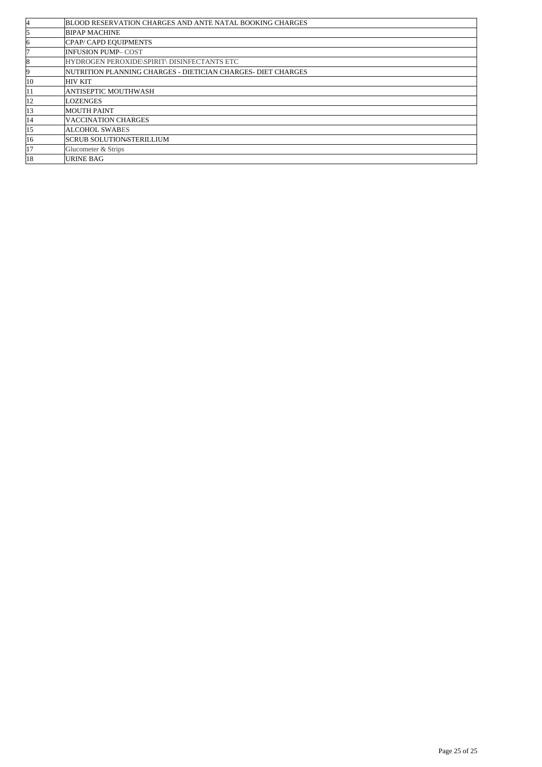| | |
|---|---|
| 4 | BLOOD RESERVATION CHARGES AND ANTE NATAL BOOKING CHARGES |
| 5 | BIPAP MACHINE |
| 6 | CPAP/ CAPD EQUIPMENTS |
| 7 | INFUSION PUMP– COST |
| 8 | HYDROGEN PEROXIDE\SPIRIT\ DISINFECTANTS ETC |
| 9 | NUTRITION PLANNING CHARGES - DIETICIAN CHARGES- DIET CHARGES |
| 10 | HIV KIT |
| 11 | ANTISEPTIC MOUTHWASH |
| 12 | LOZENGES |
| 13 | MOUTH PAINT |
| 14 | VACCINATION CHARGES |
| 15 | ALCOHOL SWABES |
| 16 | SCRUB SOLUTION/STERILLIUM |
| 17 | Glucometer & Strips |
| 18 | URINE BAG |